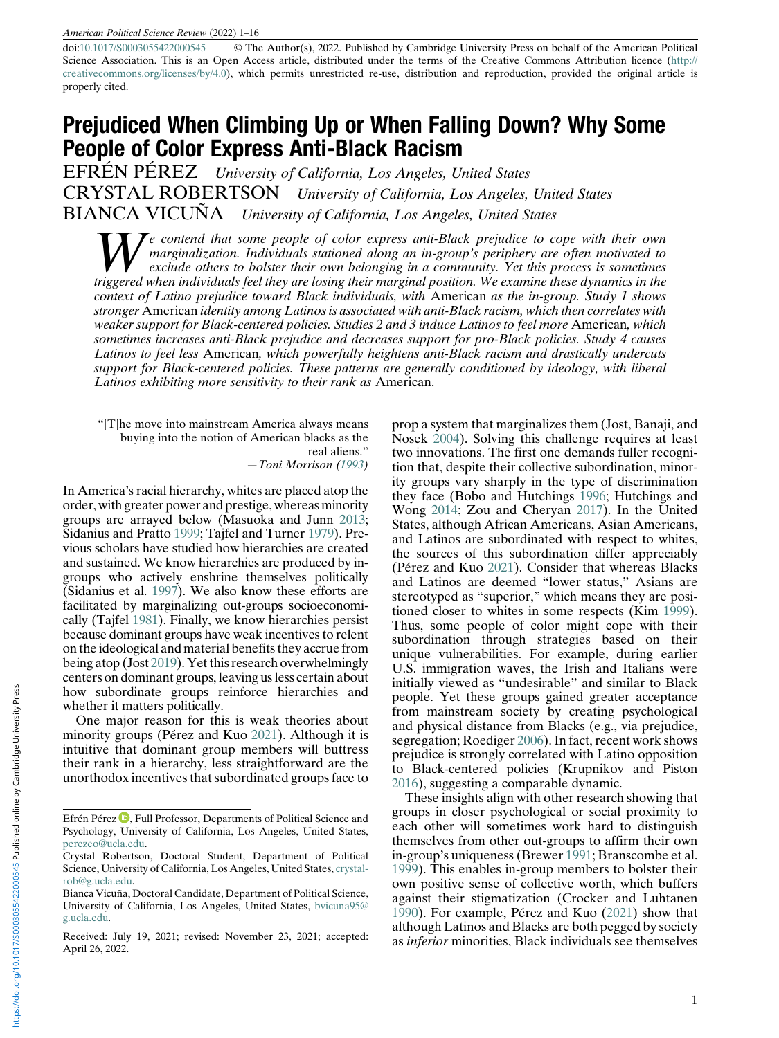doi:10.1017/S0003055422000545 © The Author(s), 2022. Published by Cambridge University Press on behalf of the American Political Science Association. This is an Open Access article, distributed under the terms of the Creative Commons Attribution licence (http://creativecommons.org/licenses/by/4.0), which permits unrestricted re-use, distribution and reproduction, provided the original article is properly cited.

# Prejudiced When Climbing Up or When Falling Down? Why Some People of Color Express Anti-Black Racism

EFRÉN PÉREZ *University of California, Los Angeles, United States*

CRYSTAL ROBERTSON *University of California, Los Angeles, United States*

BIANCA VICUÑA *University of California, Los Angeles, United States*

*We contend that some people of color express anti-Black prejudice to cope with their own marginalization. Individuals stationed along an in-group's periphery are often motivated to exclude others to bolster their own belonging in a community. Yet this process is sometimes triggered when individuals feel they are losing their marginal position. We examine these dynamics in the context of Latino prejudice toward Black individuals, with* American *as the in-group. Study 1 shows stronger* American *identity among Latinos is associated with anti-Black racism, which then correlates with weaker support for Black-centered policies. Studies 2 and 3 induce Latinos to feel more* American*, which sometimes increases anti-Black prejudice and decreases support for pro-Black policies. Study 4 causes Latinos to feel less* American*, which powerfully heightens anti-Black racism and drastically undercuts support for Black-centered policies. These patterns are generally conditioned by ideology, with liberal Latinos exhibiting more sensitivity to their rank as* American.

> "[T]he move into mainstream America always means buying into the notion of American blacks as the real aliens."
> —*Toni Morrison (1993)*

In America's racial hierarchy, whites are placed atop the order, with greater power and prestige, whereas minority groups are arrayed below (Masuoka and Junn 2013; Sidanius and Pratto 1999; Tajfel and Turner 1979). Previous scholars have studied how hierarchies are created and sustained. We know hierarchies are produced by in-groups who actively enshrine themselves politically (Sidanius et al. 1997). We also know these efforts are facilitated by marginalizing out-groups socioeconomically (Tajfel 1981). Finally, we know hierarchies persist because dominant groups have weak incentives to relent on the ideological and material benefits they accrue from being atop (Jost 2019). Yet this research overwhelmingly centers on dominant groups, leaving us less certain about how subordinate groups reinforce hierarchies and whether it matters politically.

One major reason for this is weak theories about minority groups (Pérez and Kuo 2021). Although it is intuitive that dominant group members will buttress their rank in a hierarchy, less straightforward are the unorthodox incentives that subordinated groups face to prop a system that marginalizes them (Jost, Banaji, and Nosek 2004). Solving this challenge requires at least two innovations. The first one demands fuller recognition that, despite their collective subordination, minority groups vary sharply in the type of discrimination they face (Bobo and Hutchings 1996; Hutchings and Wong 2014; Zou and Cheryan 2017). In the United States, although African Americans, Asian Americans, and Latinos are subordinated with respect to whites, the sources of this subordination differ appreciably (Pérez and Kuo 2021). Consider that whereas Blacks and Latinos are deemed "lower status," Asians are stereotyped as "superior," which means they are positioned closer to whites in some respects (Kim 1999). Thus, some people of color might cope with their subordination through strategies based on their unique vulnerabilities. For example, during earlier U.S. immigration waves, the Irish and Italians were initially viewed as "undesirable" and similar to Black people. Yet these groups gained greater acceptance from mainstream society by creating psychological and physical distance from Blacks (e.g., via prejudice, segregation; Roediger 2006). In fact, recent work shows prejudice is strongly correlated with Latino opposition to Black-centered policies (Krupnikov and Piston 2016), suggesting a comparable dynamic.

These insights align with other research showing that groups in closer psychological or social proximity to each other will sometimes work hard to distinguish themselves from other out-groups to affirm their own in-group's uniqueness (Brewer 1991; Branscombe et al. 1999). This enables in-group members to bolster their own positive sense of collective worth, which buffers against their stigmatization (Crocker and Luhtanen 1990). For example, Pérez and Kuo (2021) show that although Latinos and Blacks are both pegged by society as *inferior* minorities, Black individuals see themselves

---

Efrén Pérez, Full Professor, Departments of Political Science and Psychology, University of California, Los Angeles, United States, perezeo@ucla.edu.

Crystal Robertson, Doctoral Student, Department of Political Science, University of California, Los Angeles, United States, crystalrob@g.ucla.edu.

Bianca Vicuña, Doctoral Candidate, Department of Political Science, University of California, Los Angeles, United States, bvicuna95@g.ucla.edu.

Received: July 19, 2021; revised: November 23, 2021; accepted: April 26, 2022.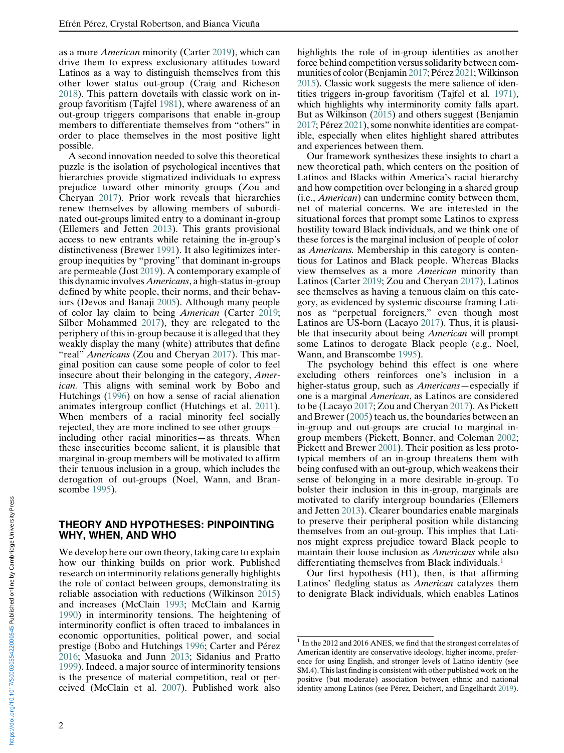as a more *American* minority (Carter 2019), which can drive them to express exclusionary attitudes toward Latinos as a way to distinguish themselves from this other lower status out-group (Craig and Richeson 2018). This pattern dovetails with classic work on in-group favoritism (Tajfel 1981), where awareness of an out-group triggers comparisons that enable in-group members to differentiate themselves from "others" in order to place themselves in the most positive light possible.

A second innovation needed to solve this theoretical puzzle is the isolation of psychological incentives that hierarchies provide stigmatized individuals to express prejudice toward other minority groups (Zou and Cheryan 2017). Prior work reveals that hierarchies renew themselves by allowing members of subordinated out-groups limited entry to a dominant in-group (Ellemers and Jetten 2013). This grants provisional access to new entrants while retaining the in-group's distinctiveness (Brewer 1991). It also legitimizes intergroup inequities by "proving" that dominant in-groups are permeable (Jost 2019). A contemporary example of this dynamic involves *Americans*, a high-status in-group defined by white people, their norms, and their behaviors (Devos and Banaji 2005). Although many people of color lay claim to being *American* (Carter 2019; Silber Mohammed 2017), they are relegated to the periphery of this in-group because it is alleged that they weakly display the many (white) attributes that define "real" *Americans* (Zou and Cheryan 2017). This marginal position can cause some people of color to feel insecure about their belonging in the category, *American.* This aligns with seminal work by Bobo and Hutchings (1996) on how a sense of racial alienation animates intergroup conflict (Hutchings et al. 2011). When members of a racial minority feel socially rejected, they are more inclined to see other groups—including other racial minorities—as threats. When these insecurities become salient, it is plausible that marginal in-group members will be motivated to affirm their tenuous inclusion in a group, which includes the derogation of out-groups (Noel, Wann, and Branscombe 1995).

## THEORY AND HYPOTHESES: PINPOINTING WHY, WHEN, AND WHO

We develop here our own theory, taking care to explain how our thinking builds on prior work. Published research on interminority relations generally highlights the role of contact between groups, demonstrating its reliable association with reductions (Wilkinson 2015) and increases (McClain 1993; McClain and Karnig 1990) in interminority tensions. The heightening of interminority conflict is often traced to imbalances in economic opportunities, political power, and social prestige (Bobo and Hutchings 1996; Carter and Pérez 2016; Masuoka and Junn 2013; Sidanius and Pratto 1999). Indeed, a major source of interminority tensions is the presence of material competition, real or perceived (McClain et al. 2007). Published work also highlights the role of in-group identities as another force behind competition versus solidarity between communities of color (Benjamin 2017; Pérez 2021; Wilkinson 2015). Classic work suggests the mere salience of identities triggers in-group favoritism (Tajfel et al. 1971), which highlights why interminority comity falls apart. But as Wilkinson (2015) and others suggest (Benjamin 2017; Pérez 2021), some nonwhite identities are compatible, especially when elites highlight shared attributes and experiences between them.

Our framework synthesizes these insights to chart a new theoretical path, which centers on the position of Latinos and Blacks within America's racial hierarchy and how competition over belonging in a shared group (i.e., *American*) can undermine comity between them, net of material concerns. We are interested in the situational forces that prompt some Latinos to express hostility toward Black individuals, and we think one of these forces is the marginal inclusion of people of color as *Americans.* Membership in this category is contentious for Latinos and Black people. Whereas Blacks view themselves as a more *American* minority than Latinos (Carter 2019; Zou and Cheryan 2017), Latinos see themselves as having a tenuous claim on this category, as evidenced by systemic discourse framing Latinos as "perpetual foreigners," even though most Latinos are US-born (Lacayo 2017). Thus, it is plausible that insecurity about being *American* will prompt some Latinos to derogate Black people (e.g., Noel, Wann, and Branscombe 1995).

The psychology behind this effect is one where excluding others reinforces one's inclusion in a higher-status group, such as *Americans*—especially if one is a marginal *American*, as Latinos are considered to be (Lacayo 2017; Zou and Cheryan 2017). As Pickett and Brewer (2005) teach us, the boundaries between an in-group and out-groups are crucial to marginal in-group members (Pickett, Bonner, and Coleman 2002; Pickett and Brewer 2001). Their position as less prototypical members of an in-group threatens them with being confused with an out-group, which weakens their sense of belonging in a more desirable in-group. To bolster their inclusion in this in-group, marginals are motivated to clarify intergroup boundaries (Ellemers and Jetten 2013). Clearer boundaries enable marginals to preserve their peripheral position while distancing themselves from an out-group. This implies that Latinos might express prejudice toward Black people to maintain their loose inclusion as *Americans* while also differentiating themselves from Black individuals.[1]

Our first hypothesis (H1), then, is that affirming Latinos' fledgling status as *American* catalyzes them to denigrate Black individuals, which enables Latinos

[1] In the 2012 and 2016 ANES, we find that the strongest correlates of American identity are conservative ideology, higher income, preference for using English, and stronger levels of Latino identity (see SM.4). This last finding is consistent with other published work on the positive (but moderate) association between ethnic and national identity among Latinos (see Pérez, Deichert, and Engelhardt 2019).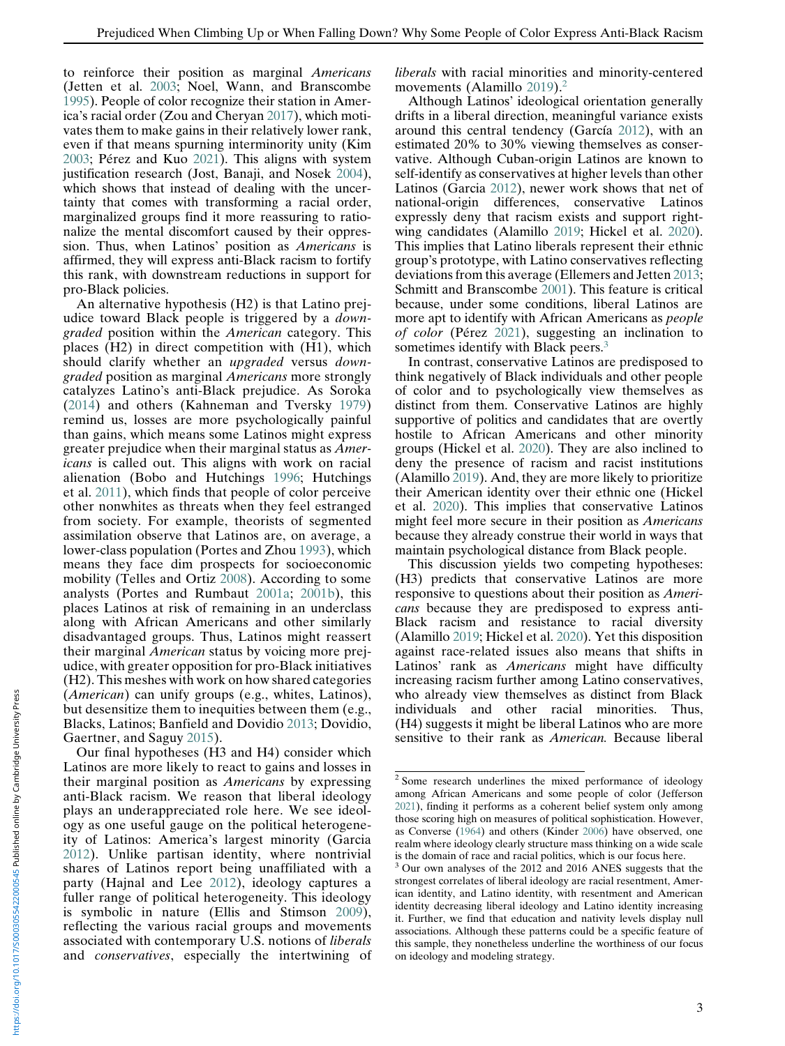to reinforce their position as marginal *Americans* (Jetten et al. 2003; Noel, Wann, and Branscombe 1995). People of color recognize their station in America's racial order (Zou and Cheryan 2017), which motivates them to make gains in their relatively lower rank, even if that means spurning interminority unity (Kim 2003; Pérez and Kuo 2021). This aligns with system justification research (Jost, Banaji, and Nosek 2004), which shows that instead of dealing with the uncertainty that comes with transforming a racial order, marginalized groups find it more reassuring to rationalize the mental discomfort caused by their oppression. Thus, when Latinos' position as *Americans* is affirmed, they will express anti-Black racism to fortify this rank, with downstream reductions in support for pro-Black policies.

An alternative hypothesis (H2) is that Latino prejudice toward Black people is triggered by a *downgraded* position within the *American* category. This places (H2) in direct competition with (H1), which should clarify whether an *upgraded* versus *downgraded* position as marginal *Americans* more strongly catalyzes Latino's anti-Black prejudice. As Soroka (2014) and others (Kahneman and Tversky 1979) remind us, losses are more psychologically painful than gains, which means some Latinos might express greater prejudice when their marginal status as *Americans* is called out. This aligns with work on racial alienation (Bobo and Hutchings 1996; Hutchings et al. 2011), which finds that people of color perceive other nonwhites as threats when they feel estranged from society. For example, theorists of segmented assimilation observe that Latinos are, on average, a lower-class population (Portes and Zhou 1993), which means they face dim prospects for socioeconomic mobility (Telles and Ortiz 2008). According to some analysts (Portes and Rumbaut 2001a; 2001b), this places Latinos at risk of remaining in an underclass along with African Americans and other similarly disadvantaged groups. Thus, Latinos might reassert their marginal *American* status by voicing more prejudice, with greater opposition for pro-Black initiatives (H2). This meshes with work on how shared categories (*American*) can unify groups (e.g., whites, Latinos), but desensitize them to inequities between them (e.g., Blacks, Latinos; Banfield and Dovidio 2013; Dovidio, Gaertner, and Saguy 2015).

Our final hypotheses (H3 and H4) consider which Latinos are more likely to react to gains and losses in their marginal position as *Americans* by expressing anti-Black racism. We reason that liberal ideology plays an underappreciated role here. We see ideology as one useful gauge on the political heterogeneity of Latinos: America's largest minority (Garcia 2012). Unlike partisan identity, where nontrivial shares of Latinos report being unaffiliated with a party (Hajnal and Lee 2012), ideology captures a fuller range of political heterogeneity. This ideology is symbolic in nature (Ellis and Stimson 2009), reflecting the various racial groups and movements associated with contemporary U.S. notions of *liberals* and *conservatives*, especially the intertwining of *liberals* with racial minorities and minority-centered movements (Alamillo 2019).[2]

Although Latinos' ideological orientation generally drifts in a liberal direction, meaningful variance exists around this central tendency (García 2012), with an estimated 20% to 30% viewing themselves as conservative. Although Cuban-origin Latinos are known to self-identify as conservatives at higher levels than other Latinos (Garcia 2012), newer work shows that net of national-origin differences, conservative Latinos expressly deny that racism exists and support right-wing candidates (Alamillo 2019; Hickel et al. 2020). This implies that Latino liberals represent their ethnic group's prototype, with Latino conservatives reflecting deviations from this average (Ellemers and Jetten 2013; Schmitt and Branscombe 2001). This feature is critical because, under some conditions, liberal Latinos are more apt to identify with African Americans as *people of color* (Pérez 2021), suggesting an inclination to sometimes identify with Black peers.[3]

In contrast, conservative Latinos are predisposed to think negatively of Black individuals and other people of color and to psychologically view themselves as distinct from them. Conservative Latinos are highly supportive of politics and candidates that are overtly hostile to African Americans and other minority groups (Hickel et al. 2020). They are also inclined to deny the presence of racism and racist institutions (Alamillo 2019). And, they are more likely to prioritize their American identity over their ethnic one (Hickel et al. 2020). This implies that conservative Latinos might feel more secure in their position as *Americans* because they already construe their world in ways that maintain psychological distance from Black people.

This discussion yields two competing hypotheses: (H3) predicts that conservative Latinos are more responsive to questions about their position as *Americans* because they are predisposed to express anti-Black racism and resistance to racial diversity (Alamillo 2019; Hickel et al. 2020). Yet this disposition against race-related issues also means that shifts in Latinos' rank as *Americans* might have difficulty increasing racism further among Latino conservatives, who already view themselves as distinct from Black individuals and other racial minorities. Thus, (H4) suggests it might be liberal Latinos who are more sensitive to their rank as *American.* Because liberal

[2] Some research underlines the mixed performance of ideology among African Americans and some people of color (Jefferson 2021), finding it performs as a coherent belief system only among those scoring high on measures of political sophistication. However, as Converse (1964) and others (Kinder 2006) have observed, one realm where ideology clearly structure mass thinking on a wide scale is the domain of race and racial politics, which is our focus here.

[3] Our own analyses of the 2012 and 2016 ANES suggests that the strongest correlates of liberal ideology are racial resentment, American identity, and Latino identity, with resentment and American identity decreasing liberal ideology and Latino identity increasing it. Further, we find that education and nativity levels display null associations. Although these patterns could be a specific feature of this sample, they nonetheless underline the worthiness of our focus on ideology and modeling strategy.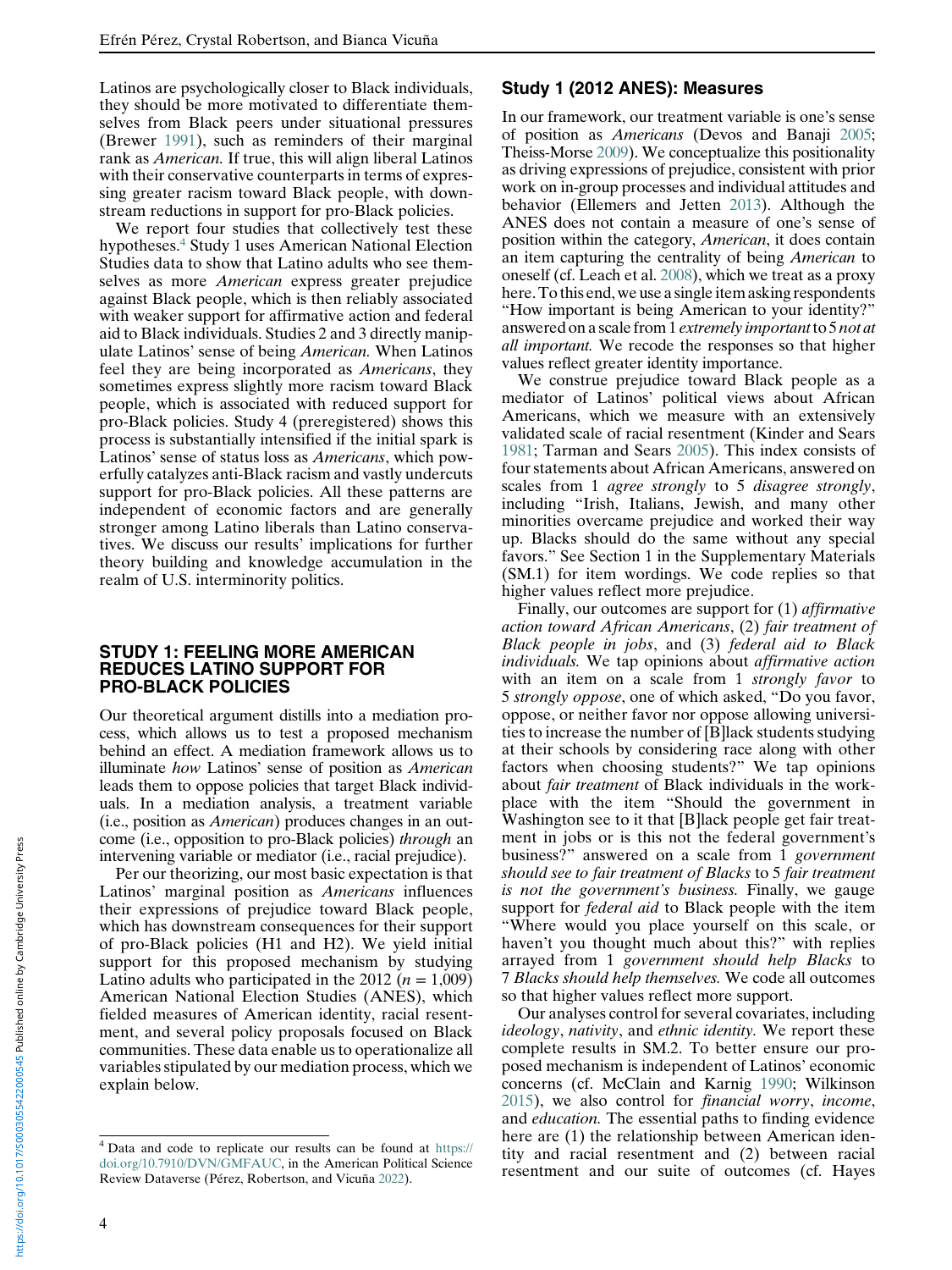Latinos are psychologically closer to Black individuals, they should be more motivated to differentiate themselves from Black peers under situational pressures (Brewer 1991), such as reminders of their marginal rank as *American.* If true, this will align liberal Latinos with their conservative counterparts in terms of expressing greater racism toward Black people, with downstream reductions in support for pro-Black policies.

We report four studies that collectively test these hypotheses.[4] Study 1 uses American National Election Studies data to show that Latino adults who see themselves as more *American* express greater prejudice against Black people, which is then reliably associated with weaker support for affirmative action and federal aid to Black individuals. Studies 2 and 3 directly manipulate Latinos' sense of being *American.* When Latinos feel they are being incorporated as *Americans*, they sometimes express slightly more racism toward Black people, which is associated with reduced support for pro-Black policies. Study 4 (preregistered) shows this process is substantially intensified if the initial spark is Latinos' sense of status loss as *Americans*, which powerfully catalyzes anti-Black racism and vastly undercuts support for pro-Black policies. All these patterns are independent of economic factors and are generally stronger among Latino liberals than Latino conservatives. We discuss our results' implications for further theory building and knowledge accumulation in the realm of U.S. interminority politics.

## STUDY 1: FEELING MORE AMERICAN REDUCES LATINO SUPPORT FOR PRO-BLACK POLICIES

Our theoretical argument distills into a mediation process, which allows us to test a proposed mechanism behind an effect. A mediation framework allows us to illuminate *how* Latinos' sense of position as *American* leads them to oppose policies that target Black individuals. In a mediation analysis, a treatment variable (i.e., position as *American*) produces changes in an outcome (i.e., opposition to pro-Black policies) *through* an intervening variable or mediator (i.e., racial prejudice).

Per our theorizing, our most basic expectation is that Latinos' marginal position as *Americans* influences their expressions of prejudice toward Black people, which has downstream consequences for their support of pro-Black policies (H1 and H2). We yield initial support for this proposed mechanism by studying Latino adults who participated in the 2012 ($n = 1{,}009$) American National Election Studies (ANES), which fielded measures of American identity, racial resentment, and several policy proposals focused on Black communities. These data enable us to operationalize all variables stipulated by our mediation process, which we explain below.

### Study 1 (2012 ANES): Measures

In our framework, our treatment variable is one's sense of position as *Americans* (Devos and Banaji 2005; Theiss-Morse 2009). We conceptualize this positionality as driving expressions of prejudice, consistent with prior work on in-group processes and individual attitudes and behavior (Ellemers and Jetten 2013). Although the ANES does not contain a measure of one's sense of position within the category, *American*, it does contain an item capturing the centrality of being *American* to oneself (cf. Leach et al. 2008), which we treat as a proxy here. To this end, we use a single item asking respondents "How important is being American to your identity?" answered on a scale from 1 *extremely important* to 5 *not at all important.* We recode the responses so that higher values reflect greater identity importance.

We construe prejudice toward Black people as a mediator of Latinos' political views about African Americans, which we measure with an extensively validated scale of racial resentment (Kinder and Sears 1981; Tarman and Sears 2005). This index consists of four statements about African Americans, answered on scales from 1 *agree strongly* to 5 *disagree strongly*, including "Irish, Italians, Jewish, and many other minorities overcame prejudice and worked their way up. Blacks should do the same without any special favors." See Section 1 in the Supplementary Materials (SM.1) for item wordings. We code replies so that higher values reflect more prejudice.

Finally, our outcomes are support for (1) *affirmative action toward African Americans*, (2) *fair treatment of Black people in jobs*, and (3) *federal aid to Black individuals.* We tap opinions about *affirmative action* with an item on a scale from 1 *strongly favor* to 5 *strongly oppose*, one of which asked, "Do you favor, oppose, or neither favor nor oppose allowing universities to increase the number of [B]lack students studying at their schools by considering race along with other factors when choosing students?" We tap opinions about *fair treatment* of Black individuals in the workplace with the item "Should the government in Washington see to it that [B]lack people get fair treatment in jobs or is this not the federal government's business?" answered on a scale from 1 *government should see to fair treatment of Blacks* to 5 *fair treatment is not the government's business.* Finally, we gauge support for *federal aid* to Black people with the item "Where would you place yourself on this scale, or haven't you thought much about this?" with replies arrayed from 1 *government should help Blacks* to 7 *Blacks should help themselves.* We code all outcomes so that higher values reflect more support.

Our analyses control for several covariates, including *ideology*, *nativity*, and *ethnic identity.* We report these complete results in SM.2. To better ensure our proposed mechanism is independent of Latinos' economic concerns (cf. McClain and Karnig 1990; Wilkinson 2015), we also control for *financial worry*, *income*, and *education.* The essential paths to finding evidence here are (1) the relationship between American identity and racial resentment and (2) between racial resentment and our suite of outcomes (cf. Hayes

[4] Data and code to replicate our results can be found at https://doi.org/10.7910/DVN/GMFAUC, in the American Political Science Review Dataverse (Pérez, Robertson, and Vicuña 2022).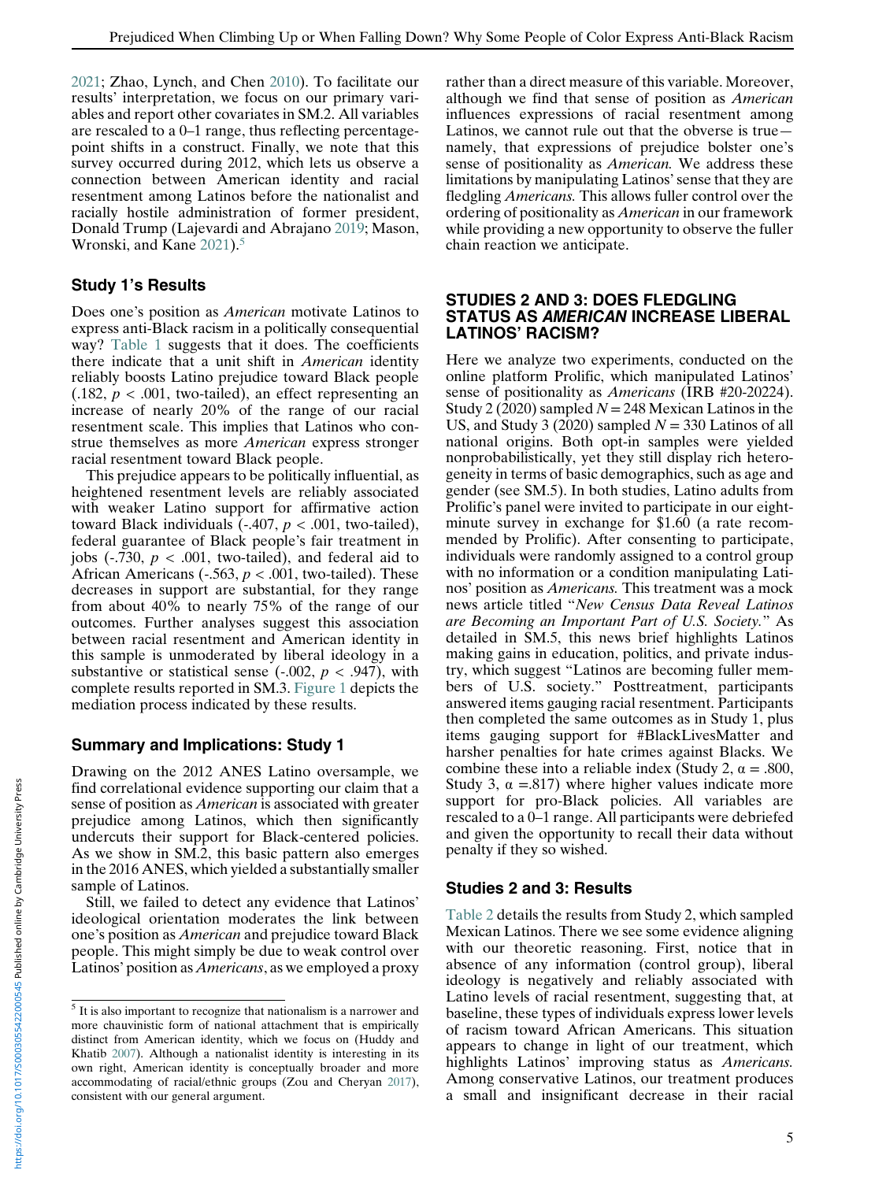2021; Zhao, Lynch, and Chen 2010). To facilitate our results' interpretation, we focus on our primary variables and report other covariates in SM.2. All variables are rescaled to a 0–1 range, thus reflecting percentage-point shifts in a construct. Finally, we note that this survey occurred during 2012, which lets us observe a connection between American identity and racial resentment among Latinos before the nationalist and racially hostile administration of former president, Donald Trump (Lajevardi and Abrajano 2019; Mason, Wronski, and Kane 2021).[5]

## Study 1's Results

Does one's position as *American* motivate Latinos to express anti-Black racism in a politically consequential way? Table 1 suggests that it does. The coefficients there indicate that a unit shift in *American* identity reliably boosts Latino prejudice toward Black people (.182, $p < .001$, two-tailed), an effect representing an increase of nearly 20% of the range of our racial resentment scale. This implies that Latinos who construe themselves as more *American* express stronger racial resentment toward Black people.

This prejudice appears to be politically influential, as heightened resentment levels are reliably associated with weaker Latino support for affirmative action toward Black individuals (-.407, $p < .001$, two-tailed), federal guarantee of Black people's fair treatment in jobs (-.730, $p < .001$, two-tailed), and federal aid to African Americans (-.563, $p < .001$, two-tailed). These decreases in support are substantial, for they range from about 40% to nearly 75% of the range of our outcomes. Further analyses suggest this association between racial resentment and American identity in this sample is unmoderated by liberal ideology in a substantive or statistical sense (-.002, $p < .947$), with complete results reported in SM.3. Figure 1 depicts the mediation process indicated by these results.

## Summary and Implications: Study 1

Drawing on the 2012 ANES Latino oversample, we find correlational evidence supporting our claim that a sense of position as *American* is associated with greater prejudice among Latinos, which then significantly undercuts their support for Black-centered policies. As we show in SM.2, this basic pattern also emerges in the 2016 ANES, which yielded a substantially smaller sample of Latinos.

Still, we failed to detect any evidence that Latinos' ideological orientation moderates the link between one's position as *American* and prejudice toward Black people. This might simply be due to weak control over Latinos' position as *Americans*, as we employed a proxy rather than a direct measure of this variable. Moreover, although we find that sense of position as *American* influences expressions of racial resentment among Latinos, we cannot rule out that the obverse is true—namely, that expressions of prejudice bolster one's sense of positionality as *American.* We address these limitations by manipulating Latinos' sense that they are fledgling *Americans.* This allows fuller control over the ordering of positionality as *American* in our framework while providing a new opportunity to observe the fuller chain reaction we anticipate.

## STUDIES 2 AND 3: DOES FLEDGLING STATUS AS *AMERICAN* INCREASE LIBERAL LATINOS' RACISM?

Here we analyze two experiments, conducted on the online platform Prolific, which manipulated Latinos' sense of positionality as *Americans* (IRB #20-20224). Study 2 (2020) sampled $N = 248$ Mexican Latinos in the US, and Study 3 (2020) sampled $N = 330$ Latinos of all national origins. Both opt-in samples were yielded nonprobabilistically, yet they still display rich heterogeneity in terms of basic demographics, such as age and gender (see SM.5). In both studies, Latino adults from Prolific's panel were invited to participate in our eight-minute survey in exchange for \$1.60 (a rate recommended by Prolific). After consenting to participate, individuals were randomly assigned to a control group with no information or a condition manipulating Latinos' position as *Americans.* This treatment was a mock news article titled "*New Census Data Reveal Latinos are Becoming an Important Part of U.S. Society.*" As detailed in SM.5, this news brief highlights Latinos making gains in education, politics, and private industry, which suggest "Latinos are becoming fuller members of U.S. society." Posttreatment, participants answered items gauging racial resentment. Participants then completed the same outcomes as in Study 1, plus items gauging support for #BlackLivesMatter and harsher penalties for hate crimes against Blacks. We combine these into a reliable index (Study 2, $\alpha = .800$, Study 3, $\alpha = .817$) where higher values indicate more support for pro-Black policies. All variables are rescaled to a 0–1 range. All participants were debriefed and given the opportunity to recall their data without penalty if they so wished.

## Studies 2 and 3: Results

Table 2 details the results from Study 2, which sampled Mexican Latinos. There we see some evidence aligning with our theoretic reasoning. First, notice that in absence of any information (control group), liberal ideology is negatively and reliably associated with Latino levels of racial resentment, suggesting that, at baseline, these types of individuals express lower levels of racism toward African Americans. This situation appears to change in light of our treatment, which highlights Latinos' improving status as *Americans.* Among conservative Latinos, our treatment produces a small and insignificant decrease in their racial

[5] It is also important to recognize that nationalism is a narrower and more chauvinistic form of national attachment that is empirically distinct from American identity, which we focus on (Huddy and Khatib 2007). Although a nationalist identity is interesting in its own right, American identity is conceptually broader and more accommodating of racial/ethnic groups (Zou and Cheryan 2017), consistent with our general argument.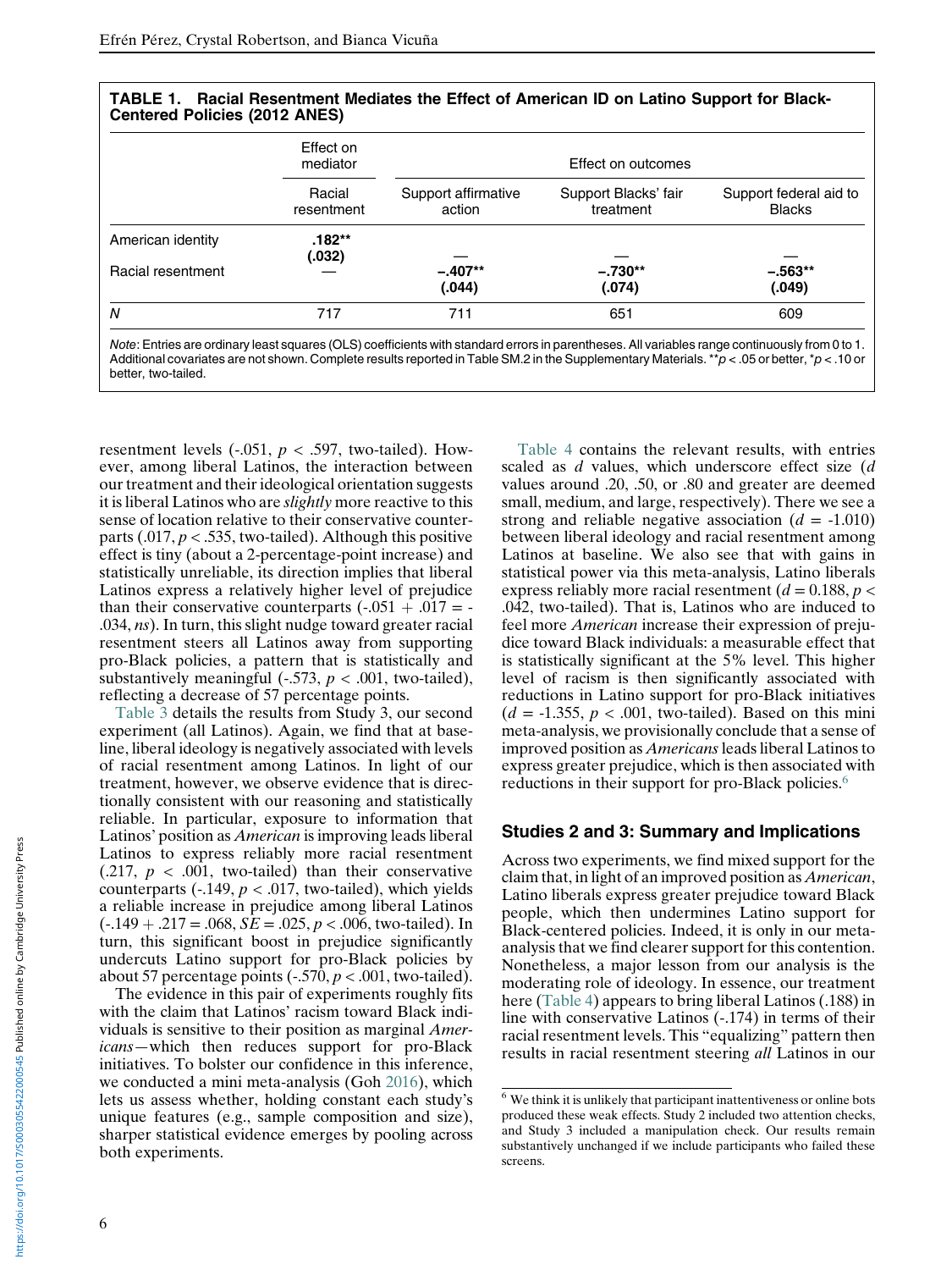**TABLE 1. Racial Resentment Mediates the Effect of American ID on Latino Support for Black-Centered Policies (2012 ANES)**

| | Effect on mediator | Effect on outcomes | | |
|---|---|---|---|---|
| | Racial resentment | Support affirmative action | Support Blacks' fair treatment | Support federal aid to Blacks |
| American identity | **.182**** (.032) | — | — | — |
| Racial resentment | — | **−.407**** (.044) | **−.730**** (.074) | **−.563**** (.049) |
| *N* | 717 | 711 | 651 | 609 |

*Note*: Entries are ordinary least squares (OLS) coefficients with standard errors in parentheses. All variables range continuously from 0 to 1. Additional covariates are not shown. Complete results reported in Table SM.2 in the Supplementary Materials. $^{**}p < .05$ or better, $^{*}p < .10$ or better, two-tailed.

resentment levels (-.051, $p < .597$, two-tailed). However, among liberal Latinos, the interaction between our treatment and their ideological orientation suggests it is liberal Latinos who are *slightly* more reactive to this sense of location relative to their conservative counterparts (.017, $p < .535$, two-tailed). Although this positive effect is tiny (about a 2-percentage-point increase) and statistically unreliable, its direction implies that liberal Latinos express a relatively higher level of prejudice than their conservative counterparts (-.051 + .017 = -.034, *ns*). In turn, this slight nudge toward greater racial resentment steers all Latinos away from supporting pro-Black policies, a pattern that is statistically and substantively meaningful (-.573, $p < .001$, two-tailed), reflecting a decrease of 57 percentage points.

Table 3 details the results from Study 3, our second experiment (all Latinos). Again, we find that at baseline, liberal ideology is negatively associated with levels of racial resentment among Latinos. In light of our treatment, however, we observe evidence that is directionally consistent with our reasoning and statistically reliable. In particular, exposure to information that Latinos' position as *American* is improving leads liberal Latinos to express reliably more racial resentment (.217, $p < .001$, two-tailed) than their conservative counterparts (-.149, $p < .017$, two-tailed), which yields a reliable increase in prejudice among liberal Latinos (-.149 + .217 = .068, $SE = .025$, $p < .006$, two-tailed). In turn, this significant boost in prejudice significantly undercuts Latino support for pro-Black policies by about 57 percentage points (-.570, $p < .001$, two-tailed).

The evidence in this pair of experiments roughly fits with the claim that Latinos' racism toward Black individuals is sensitive to their position as marginal *Americans*—which then reduces support for pro-Black initiatives. To bolster our confidence in this inference, we conducted a mini meta-analysis (Goh 2016), which lets us assess whether, holding constant each study's unique features (e.g., sample composition and size), sharper statistical evidence emerges by pooling across both experiments.

Table 4 contains the relevant results, with entries scaled as *d* values, which underscore effect size (*d* values around .20, .50, or .80 and greater are deemed small, medium, and large, respectively). There we see a strong and reliable negative association ($d$ = -1.010) between liberal ideology and racial resentment among Latinos at baseline. We also see that with gains in statistical power via this meta-analysis, Latino liberals express reliably more racial resentment ($d = 0.188$, $p < .042$, two-tailed). That is, Latinos who are induced to feel more *American* increase their expression of prejudice toward Black individuals: a measurable effect that is statistically significant at the 5% level. This higher level of racism is then significantly associated with reductions in Latino support for pro-Black initiatives ($d$ = -1.355, $p < .001$, two-tailed). Based on this mini meta-analysis, we provisionally conclude that a sense of improved position as *Americans* leads liberal Latinos to express greater prejudice, which is then associated with reductions in their support for pro-Black policies.[6]

## Studies 2 and 3: Summary and Implications

Across two experiments, we find mixed support for the claim that, in light of an improved position as *American*, Latino liberals express greater prejudice toward Black people, which then undermines Latino support for Black-centered policies. Indeed, it is only in our meta-analysis that we find clearer support for this contention. Nonetheless, a major lesson from our analysis is the moderating role of ideology. In essence, our treatment here (Table 4) appears to bring liberal Latinos (.188) in line with conservative Latinos (-.174) in terms of their racial resentment levels. This "equalizing" pattern then results in racial resentment steering *all* Latinos in our

[6] We think it is unlikely that participant inattentiveness or online bots produced these weak effects. Study 2 included two attention checks, and Study 3 included a manipulation check. Our results remain substantively unchanged if we include participants who failed these screens.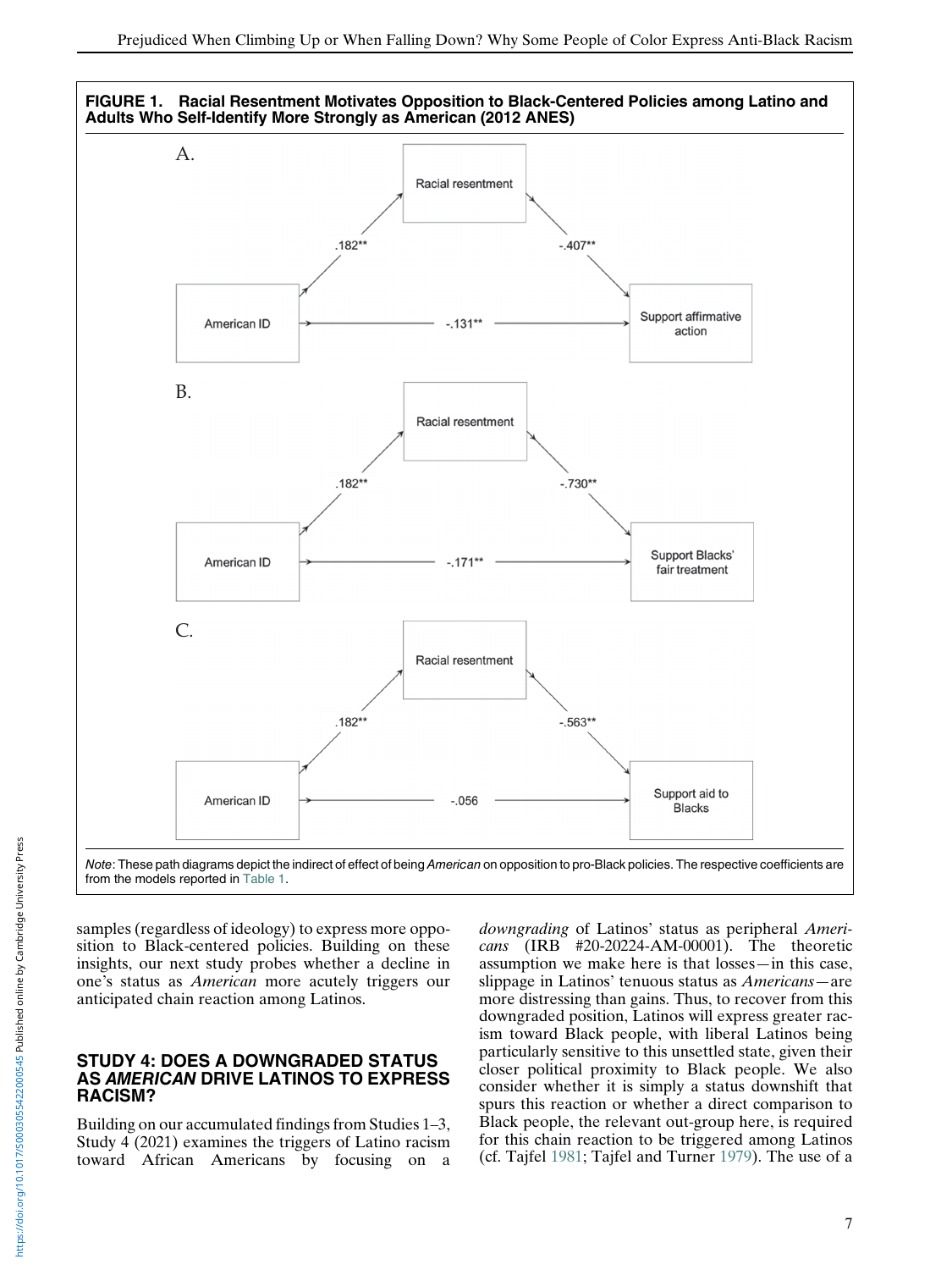**FIGURE 1. Racial Resentment Motivates Opposition to Black-Centered Policies among Latino and Adults Who Self-Identify More Strongly as American (2012 ANES)**

A.

Racial resentment

.182**

-.407**

American ID

-.131**

Support affirmative action

B.

Racial resentment

.182**

-.730**

American ID

-.171**

Support Blacks' fair treatment

C.

Racial resentment

.182**

-.563**

American ID

-.056

Support aid to Blacks

*Note*: These path diagrams depict the indirect of effect of being *American* on opposition to pro-Black policies. The respective coefficients are from the models reported in Table 1.

samples (regardless of ideology) to express more opposition to Black-centered policies. Building on these insights, our next study probes whether a decline in one's status as *American* more acutely triggers our anticipated chain reaction among Latinos.

## STUDY 4: DOES A DOWNGRADED STATUS AS *AMERICAN* DRIVE LATINOS TO EXPRESS RACISM?

Building on our accumulated findings from Studies 1–3, Study 4 (2021) examines the triggers of Latino racism toward African Americans by focusing on a *downgrading* of Latinos' status as peripheral *Americans* (IRB #20-20224-AM-00001). The theoretic assumption we make here is that losses—in this case, slippage in Latinos' tenuous status as *Americans*—are more distressing than gains. Thus, to recover from this downgraded position, Latinos will express greater racism toward Black people, with liberal Latinos being particularly sensitive to this unsettled state, given their closer political proximity to Black people. We also consider whether it is simply a status downshift that spurs this reaction or whether a direct comparison to Black people, the relevant out-group here, is required for this chain reaction to be triggered among Latinos (cf. Tajfel 1981; Tajfel and Turner 1979). The use of a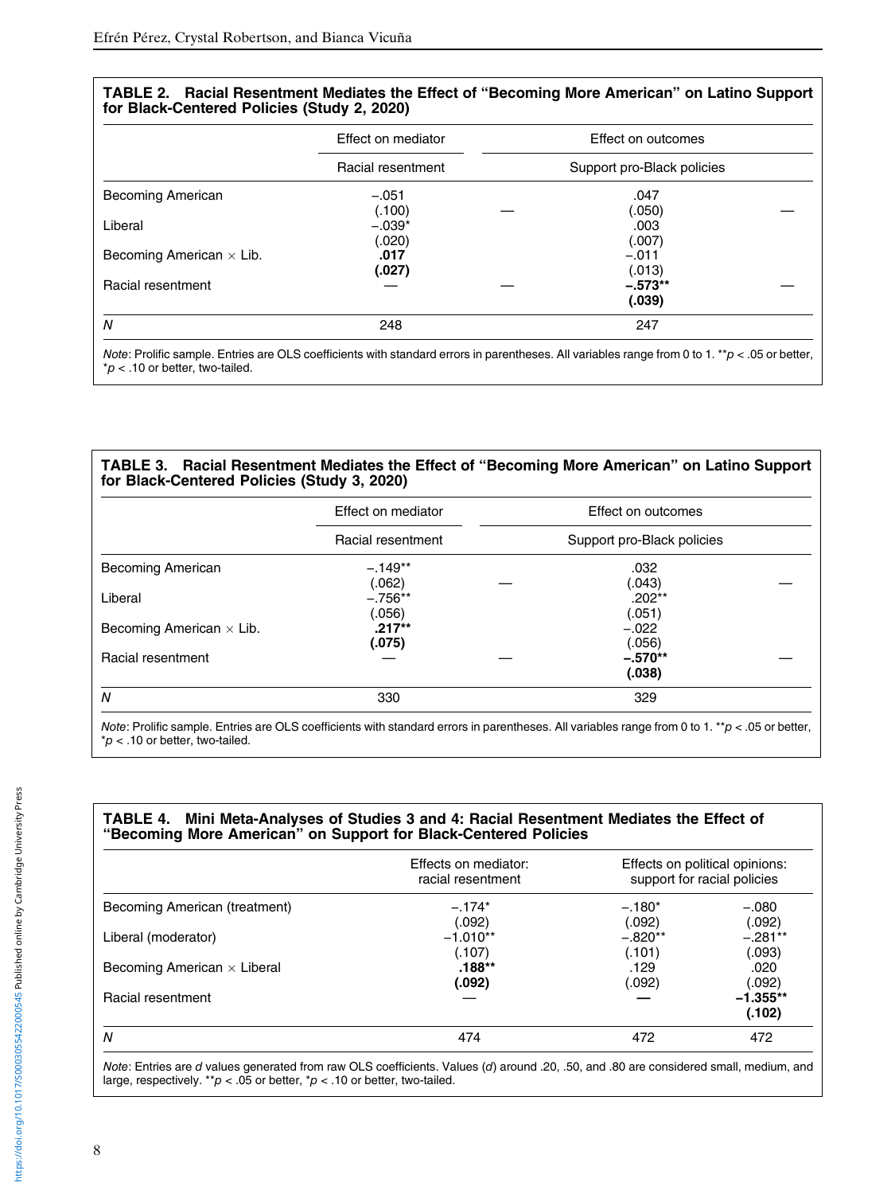**TABLE 2. Racial Resentment Mediates the Effect of "Becoming More American" on Latino Support for Black-Centered Policies (Study 2, 2020)**

| | Effect on mediator | | Effect on outcomes | |
|---|---|---|---|---|
| | Racial resentment | | Support pro-Black policies | |
| Becoming American | −.051 (.100) | — | .047 (.050) | — |
| Liberal | −.039* (.020) | | .003 (.007) | |
| Becoming American × Lib. | **.017 (.027)** | | −.011 (.013) | |
| Racial resentment | — | — | **−.573** (.039)** | — |
| *N* | 248 | | 247 | |

*Note*: Prolific sample. Entries are OLS coefficients with standard errors in parentheses. All variables range from 0 to 1. ** $p < .05$ or better, * $p < .10$ or better, two-tailed.

**TABLE 3. Racial Resentment Mediates the Effect of "Becoming More American" on Latino Support for Black-Centered Policies (Study 3, 2020)**

| | Effect on mediator | | Effect on outcomes | |
|---|---|---|---|---|
| | Racial resentment | | Support pro-Black policies | |
| Becoming American | −.149** (.062) | — | .032 (.043) | — |
| Liberal | −.756** (.056) | | .202** (.051) | |
| Becoming American × Lib. | **.217** (.075)** | | −.022 (.056) | |
| Racial resentment | — | — | **−.570** (.038)** | — |
| *N* | 330 | | 329 | |

*Note*: Prolific sample. Entries are OLS coefficients with standard errors in parentheses. All variables range from 0 to 1. ** $p < .05$ or better, * $p < .10$ or better, two-tailed.

**TABLE 4. Mini Meta-Analyses of Studies 3 and 4: Racial Resentment Mediates the Effect of "Becoming More American" on Support for Black-Centered Policies**

| | Effects on mediator: racial resentment | Effects on political opinions: support for racial policies | |
|---|---|---|---|
| Becoming American (treatment) | −.174* (.092) | −.180* (.092) | −.080 (.092) |
| Liberal (moderator) | −1.010** (.107) | −.820** (.101) | −.281** (.093) |
| Becoming American × Liberal | **.188** (.092)** | .129 (.092) | .020 (.092) |
| Racial resentment | — | — | **−1.355** (.102)** |
| *N* | 474 | 472 | 472 |

*Note*: Entries are *d* values generated from raw OLS coefficients. Values (*d*) around .20, .50, and .80 are considered small, medium, and large, respectively. ** $p < .05$ or better, * $p < .10$ or better, two-tailed.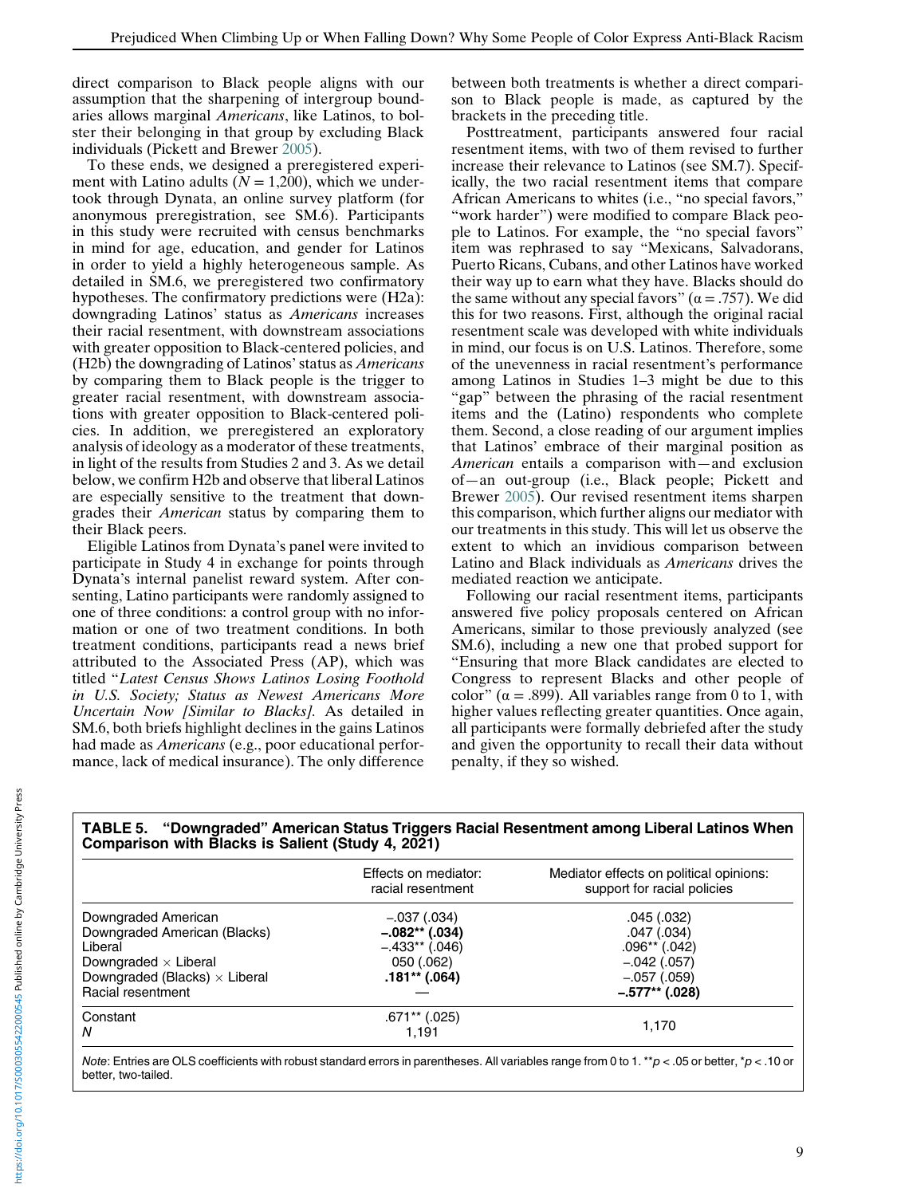direct comparison to Black people aligns with our assumption that the sharpening of intergroup boundaries allows marginal *Americans*, like Latinos, to bolster their belonging in that group by excluding Black individuals (Pickett and Brewer 2005).

To these ends, we designed a preregistered experiment with Latino adults ($N = 1{,}200$), which we undertook through Dynata, an online survey platform (for anonymous preregistration, see SM.6). Participants in this study were recruited with census benchmarks in mind for age, education, and gender for Latinos in order to yield a highly heterogeneous sample. As detailed in SM.6, we preregistered two confirmatory hypotheses. The confirmatory predictions were (H2a): downgrading Latinos' status as *Americans* increases their racial resentment, with downstream associations with greater opposition to Black-centered policies, and (H2b) the downgrading of Latinos' status as *Americans* by comparing them to Black people is the trigger to greater racial resentment, with downstream associations with greater opposition to Black-centered policies. In addition, we preregistered an exploratory analysis of ideology as a moderator of these treatments, in light of the results from Studies 2 and 3. As we detail below, we confirm H2b and observe that liberal Latinos are especially sensitive to the treatment that downgrades their *American* status by comparing them to their Black peers.

Eligible Latinos from Dynata's panel were invited to participate in Study 4 in exchange for points through Dynata's internal panelist reward system. After consenting, Latino participants were randomly assigned to one of three conditions: a control group with no information or one of two treatment conditions. In both treatment conditions, participants read a news brief attributed to the Associated Press (AP), which was titled "*Latest Census Shows Latinos Losing Foothold in U.S. Society; Status as Newest Americans More Uncertain Now [Similar to Blacks].* As detailed in SM.6, both briefs highlight declines in the gains Latinos had made as *Americans* (e.g., poor educational performance, lack of medical insurance). The only difference between both treatments is whether a direct comparison to Black people is made, as captured by the brackets in the preceding title.

Posttreatment, participants answered four racial resentment items, with two of them revised to further increase their relevance to Latinos (see SM.7). Specifically, the two racial resentment items that compare African Americans to whites (i.e., "no special favors," "work harder") were modified to compare Black people to Latinos. For example, the "no special favors" item was rephrased to say "Mexicans, Salvadorans, Puerto Ricans, Cubans, and other Latinos have worked their way up to earn what they have. Blacks should do the same without any special favors" ($\alpha = .757$). We did this for two reasons. First, although the original racial resentment scale was developed with white individuals in mind, our focus is on U.S. Latinos. Therefore, some of the unevenness in racial resentment's performance among Latinos in Studies 1–3 might be due to this "gap" between the phrasing of the racial resentment items and the (Latino) respondents who complete them. Second, a close reading of our argument implies that Latinos' embrace of their marginal position as *American* entails a comparison with—and exclusion of—an out-group (i.e., Black people; Pickett and Brewer 2005). Our revised resentment items sharpen this comparison, which further aligns our mediator with our treatments in this study. This will let us observe the extent to which an invidious comparison between Latino and Black individuals as *Americans* drives the mediated reaction we anticipate.

Following our racial resentment items, participants answered five policy proposals centered on African Americans, similar to those previously analyzed (see SM.6), including a new one that probed support for "Ensuring that more Black candidates are elected to Congress to represent Blacks and other people of color" ($\alpha = .899$). All variables range from 0 to 1, with higher values reflecting greater quantities. Once again, all participants were formally debriefed after the study and given the opportunity to recall their data without penalty, if they so wished.

**TABLE 5. "Downgraded" American Status Triggers Racial Resentment among Liberal Latinos When Comparison with Blacks is Salient (Study 4, 2021)**

| | Effects on mediator: racial resentment | Mediator effects on political opinions: support for racial policies |
|---|---|---|
| Downgraded American | –.037 (.034) | .045 (.032) |
| Downgraded American (Blacks) | **–.082\*\* (.034)** | .047 (.034) |
| Liberal | –.433** (.046) | .096** (.042) |
| Downgraded × Liberal | 050 (.062) | –.042 (.057) |
| Downgraded (Blacks) × Liberal | **.181\*\* (.064)** | –.057 (.059) |
| Racial resentment | — | **–.577\*\* (.028)** |
| Constant | .671** (.025) | 1,170 |
| *N* | 1,191 | |

*Note*: Entries are OLS coefficients with robust standard errors in parentheses. All variables range from 0 to 1. **$p < .05$ or better, *$p < .10$ or better, two-tailed.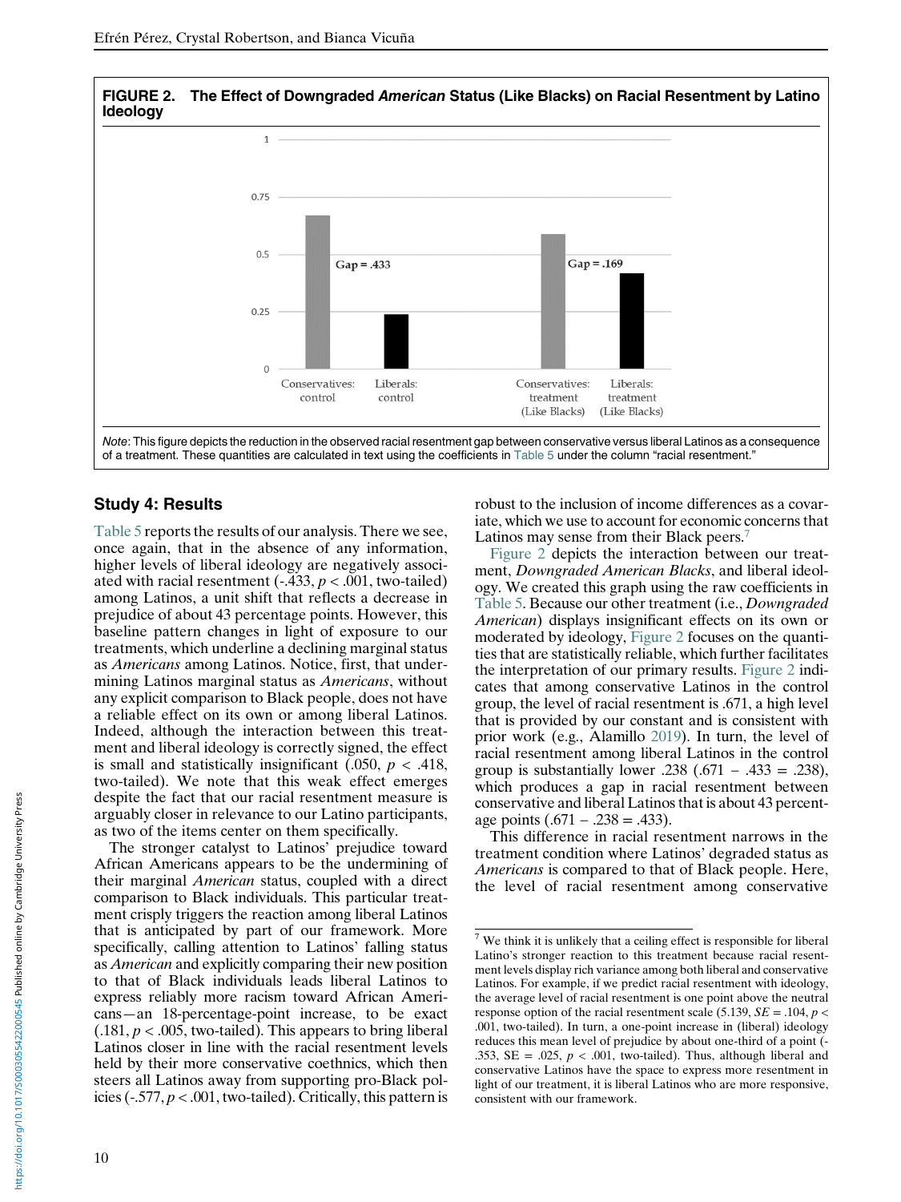**FIGURE 2. The Effect of Downgraded *American* Status (Like Blacks) on Racial Resentment by Latino Ideology**

*Note*: This figure depicts the reduction in the observed racial resentment gap between conservative versus liberal Latinos as a consequence of a treatment. These quantities are calculated in text using the coefficients in Table 5 under the column "racial resentment."

## Study 4: Results

Table 5 reports the results of our analysis. There we see, once again, that in the absence of any information, higher levels of liberal ideology are negatively associated with racial resentment (-.433, $p < .001$, two-tailed) among Latinos, a unit shift that reflects a decrease in prejudice of about 43 percentage points. However, this baseline pattern changes in light of exposure to our treatments, which underline a declining marginal status as *Americans* among Latinos. Notice, first, that undermining Latinos marginal status as *Americans*, without any explicit comparison to Black people, does not have a reliable effect on its own or among liberal Latinos. Indeed, although the interaction between this treatment and liberal ideology is correctly signed, the effect is small and statistically insignificant (.050, $p < .418$, two-tailed). We note that this weak effect emerges despite the fact that our racial resentment measure is arguably closer in relevance to our Latino participants, as two of the items center on them specifically.

The stronger catalyst to Latinos' prejudice toward African Americans appears to be the undermining of their marginal *American* status, coupled with a direct comparison to Black individuals. This particular treatment crisply triggers the reaction among liberal Latinos that is anticipated by part of our framework. More specifically, calling attention to Latinos' falling status as *American* and explicitly comparing their new position to that of Black individuals leads liberal Latinos to express reliably more racism toward African Americans—an 18-percentage-point increase, to be exact (.181, $p < .005$, two-tailed). This appears to bring liberal Latinos closer in line with the racial resentment levels held by their more conservative coethnics, which then steers all Latinos away from supporting pro-Black policies (-.577, $p < .001$, two-tailed). Critically, this pattern is robust to the inclusion of income differences as a covariate, which we use to account for economic concerns that Latinos may sense from their Black peers.[7]

Figure 2 depicts the interaction between our treatment, *Downgraded American Blacks*, and liberal ideology. We created this graph using the raw coefficients in Table 5. Because our other treatment (i.e., *Downgraded American*) displays insignificant effects on its own or moderated by ideology, Figure 2 focuses on the quantities that are statistically reliable, which further facilitates the interpretation of our primary results. Figure 2 indicates that among conservative Latinos in the control group, the level of racial resentment is .671, a high level that is provided by our constant and is consistent with prior work (e.g., Alamillo 2019). In turn, the level of racial resentment among liberal Latinos in the control group is substantially lower .238 (.671 − .433 = .238), which produces a gap in racial resentment between conservative and liberal Latinos that is about 43 percentage points (.671 − .238 = .433).

This difference in racial resentment narrows in the treatment condition where Latinos' degraded status as *Americans* is compared to that of Black people. Here, the level of racial resentment among conservative

[7] We think it is unlikely that a ceiling effect is responsible for liberal Latino's stronger reaction to this treatment because racial resentment levels display rich variance among both liberal and conservative Latinos. For example, if we predict racial resentment with ideology, the average level of racial resentment is one point above the neutral response option of the racial resentment scale (5.139, $SE$ = .104, $p <$ .001, two-tailed). In turn, a one-point increase in (liberal) ideology reduces this mean level of prejudice by about one-third of a point (-.353, SE = .025, $p < .001$, two-tailed). Thus, although liberal and conservative Latinos have the space to express more resentment in light of our treatment, it is liberal Latinos who are more responsive, consistent with our framework.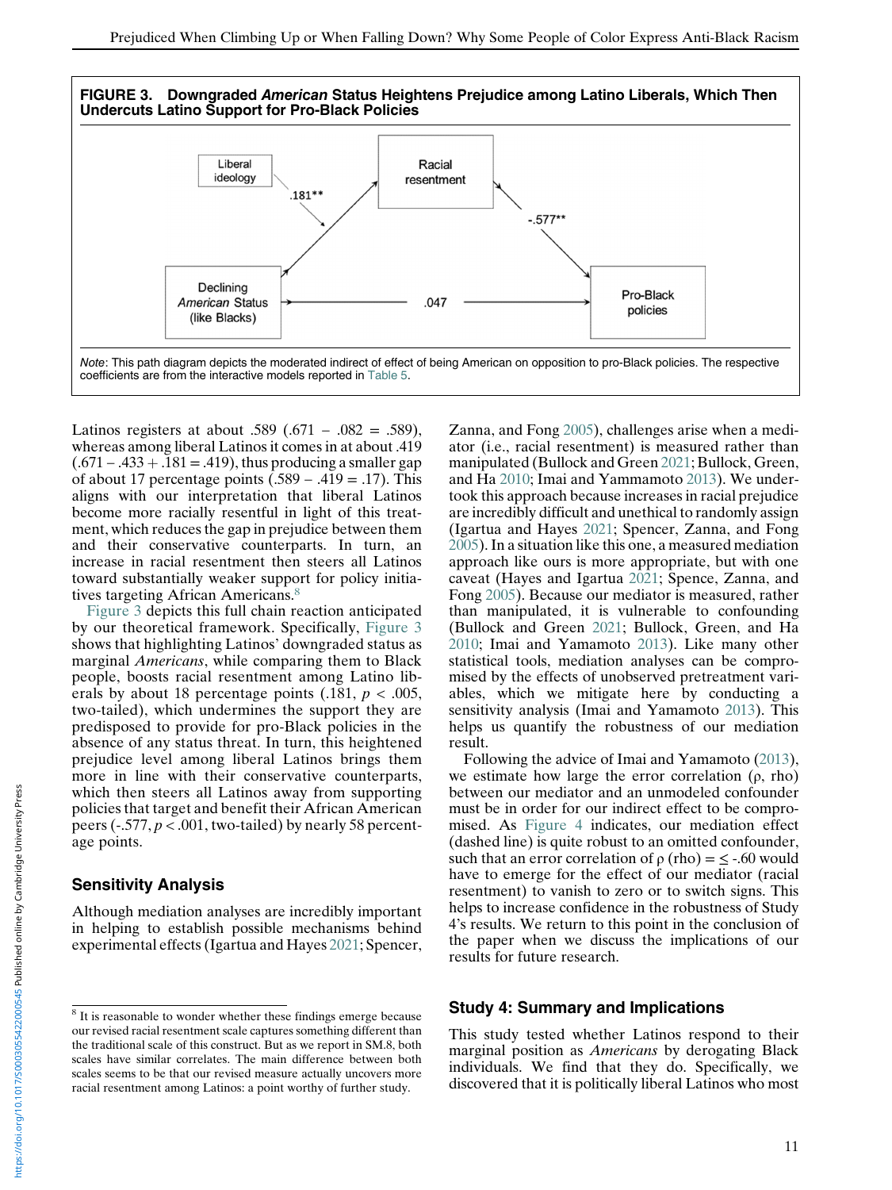**FIGURE 3. Downgraded *American* Status Heightens Prejudice among Latino Liberals, Which Then Undercuts Latino Support for Pro-Black Policies**

*Note*: This path diagram depicts the moderated indirect of effect of being American on opposition to pro-Black policies. The respective coefficients are from the interactive models reported in Table 5.

Latinos registers at about .589 (.671 − .082 = .589), whereas among liberal Latinos it comes in at about .419 (.671 − .433 + .181 = .419), thus producing a smaller gap of about 17 percentage points (.589 − .419 = .17). This aligns with our interpretation that liberal Latinos become more racially resentful in light of this treatment, which reduces the gap in prejudice between them and their conservative counterparts. In turn, an increase in racial resentment then steers all Latinos toward substantially weaker support for policy initiatives targeting African Americans.[8]

Figure 3 depicts this full chain reaction anticipated by our theoretical framework. Specifically, Figure 3 shows that highlighting Latinos' downgraded status as marginal *Americans*, while comparing them to Black people, boosts racial resentment among Latino liberals by about 18 percentage points (.181, $p < .005$, two-tailed), which undermines the support they are predisposed to provide for pro-Black policies in the absence of any status threat. In turn, this heightened prejudice level among liberal Latinos brings them more in line with their conservative counterparts, which then steers all Latinos away from supporting policies that target and benefit their African American peers (-.577, $p < .001$, two-tailed) by nearly 58 percentage points.

## Sensitivity Analysis

Although mediation analyses are incredibly important in helping to establish possible mechanisms behind experimental effects (Igartua and Hayes 2021; Spencer, Zanna, and Fong 2005), challenges arise when a mediator (i.e., racial resentment) is measured rather than manipulated (Bullock and Green 2021; Bullock, Green, and Ha 2010; Imai and Yammamoto 2013). We undertook this approach because increases in racial prejudice are incredibly difficult and unethical to randomly assign (Igartua and Hayes 2021; Spencer, Zanna, and Fong 2005). In a situation like this one, a measured mediation approach like ours is more appropriate, but with one caveat (Hayes and Igartua 2021; Spence, Zanna, and Fong 2005). Because our mediator is measured, rather than manipulated, it is vulnerable to confounding (Bullock and Green 2021; Bullock, Green, and Ha 2010; Imai and Yamamoto 2013). Like many other statistical tools, mediation analyses can be compromised by the effects of unobserved pretreatment variables, which we mitigate here by conducting a sensitivity analysis (Imai and Yamamoto 2013). This helps us quantify the robustness of our mediation result.

Following the advice of Imai and Yamamoto (2013), we estimate how large the error correlation (ρ, rho) between our mediator and an unmodeled confounder must be in order for our indirect effect to be compromised. As Figure 4 indicates, our mediation effect (dashed line) is quite robust to an omitted confounder, such that an error correlation of ρ (rho) = ≤ -.60 would have to emerge for the effect of our mediator (racial resentment) to vanish to zero or to switch signs. This helps to increase confidence in the robustness of Study 4's results. We return to this point in the conclusion of the paper when we discuss the implications of our results for future research.

## Study 4: Summary and Implications

This study tested whether Latinos respond to their marginal position as *Americans* by derogating Black individuals. We find that they do. Specifically, we discovered that it is politically liberal Latinos who most

---

[8] It is reasonable to wonder whether these findings emerge because our revised racial resentment scale captures something different than the traditional scale of this construct. But as we report in SM.8, both scales have similar correlates. The main difference between both scales seems to be that our revised measure actually uncovers more racial resentment among Latinos: a point worthy of further study.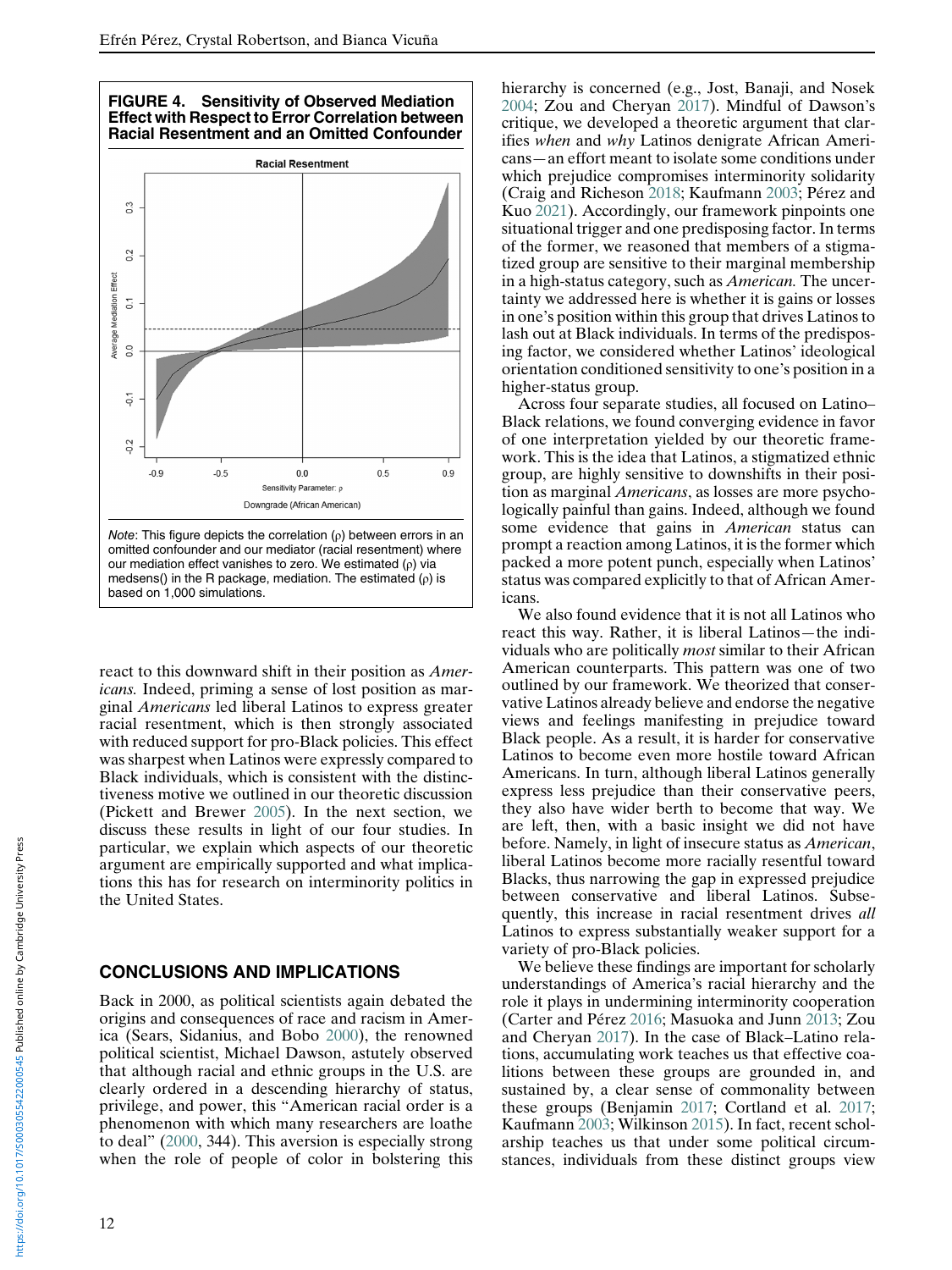**FIGURE 4. Sensitivity of Observed Mediation Effect with Respect to Error Correlation between Racial Resentment and an Omitted Confounder**

*Note*: This figure depicts the correlation (ρ) between errors in an omitted confounder and our mediator (racial resentment) where our mediation effect vanishes to zero. We estimated (ρ) via medsens() in the R package, mediation. The estimated (ρ) is based on 1,000 simulations.

react to this downward shift in their position as *Americans.* Indeed, priming a sense of lost position as marginal *Americans* led liberal Latinos to express greater racial resentment, which is then strongly associated with reduced support for pro-Black policies. This effect was sharpest when Latinos were expressly compared to Black individuals, which is consistent with the distinctiveness motive we outlined in our theoretic discussion (Pickett and Brewer 2005). In the next section, we discuss these results in light of our four studies. In particular, we explain which aspects of our theoretic argument are empirically supported and what implications this has for research on interminority politics in the United States.

## CONCLUSIONS AND IMPLICATIONS

Back in 2000, as political scientists again debated the origins and consequences of race and racism in America (Sears, Sidanius, and Bobo 2000), the renowned political scientist, Michael Dawson, astutely observed that although racial and ethnic groups in the U.S. are clearly ordered in a descending hierarchy of status, privilege, and power, this "American racial order is a phenomenon with which many researchers are loathe to deal" (2000, 344). This aversion is especially strong when the role of people of color in bolstering this hierarchy is concerned (e.g., Jost, Banaji, and Nosek 2004; Zou and Cheryan 2017). Mindful of Dawson's critique, we developed a theoretic argument that clarifies *when* and *why* Latinos denigrate African Americans—an effort meant to isolate some conditions under which prejudice compromises interminority solidarity (Craig and Richeson 2018; Kaufmann 2003; Pérez and Kuo 2021). Accordingly, our framework pinpoints one situational trigger and one predisposing factor. In terms of the former, we reasoned that members of a stigmatized group are sensitive to their marginal membership in a high-status category, such as *American.* The uncertainty we addressed here is whether it is gains or losses in one's position within this group that drives Latinos to lash out at Black individuals. In terms of the predisposing factor, we considered whether Latinos' ideological orientation conditioned sensitivity to one's position in a higher-status group.

Across four separate studies, all focused on Latino–Black relations, we found converging evidence in favor of one interpretation yielded by our theoretic framework. This is the idea that Latinos, a stigmatized ethnic group, are highly sensitive to downshifts in their position as marginal *Americans*, as losses are more psychologically painful than gains. Indeed, although we found some evidence that gains in *American* status can prompt a reaction among Latinos, it is the former which packed a more potent punch, especially when Latinos' status was compared explicitly to that of African Americans.

We also found evidence that it is not all Latinos who react this way. Rather, it is liberal Latinos—the individuals who are politically *most* similar to their African American counterparts. This pattern was one of two outlined by our framework. We theorized that conservative Latinos already believe and endorse the negative views and feelings manifesting in prejudice toward Black people. As a result, it is harder for conservative Latinos to become even more hostile toward African Americans. In turn, although liberal Latinos generally express less prejudice than their conservative peers, they also have wider berth to become that way. We are left, then, with a basic insight we did not have before. Namely, in light of insecure status as *American*, liberal Latinos become more racially resentful toward Blacks, thus narrowing the gap in expressed prejudice between conservative and liberal Latinos. Subsequently, this increase in racial resentment drives *all* Latinos to express substantially weaker support for a variety of pro-Black policies.

We believe these findings are important for scholarly understandings of America's racial hierarchy and the role it plays in undermining interminority cooperation (Carter and Pérez 2016; Masuoka and Junn 2013; Zou and Cheryan 2017). In the case of Black–Latino relations, accumulating work teaches us that effective coalitions between these groups are grounded in, and sustained by, a clear sense of commonality between these groups (Benjamin 2017; Cortland et al. 2017; Kaufmann 2003; Wilkinson 2015). In fact, recent scholarship teaches us that under some political circumstances, individuals from these distinct groups view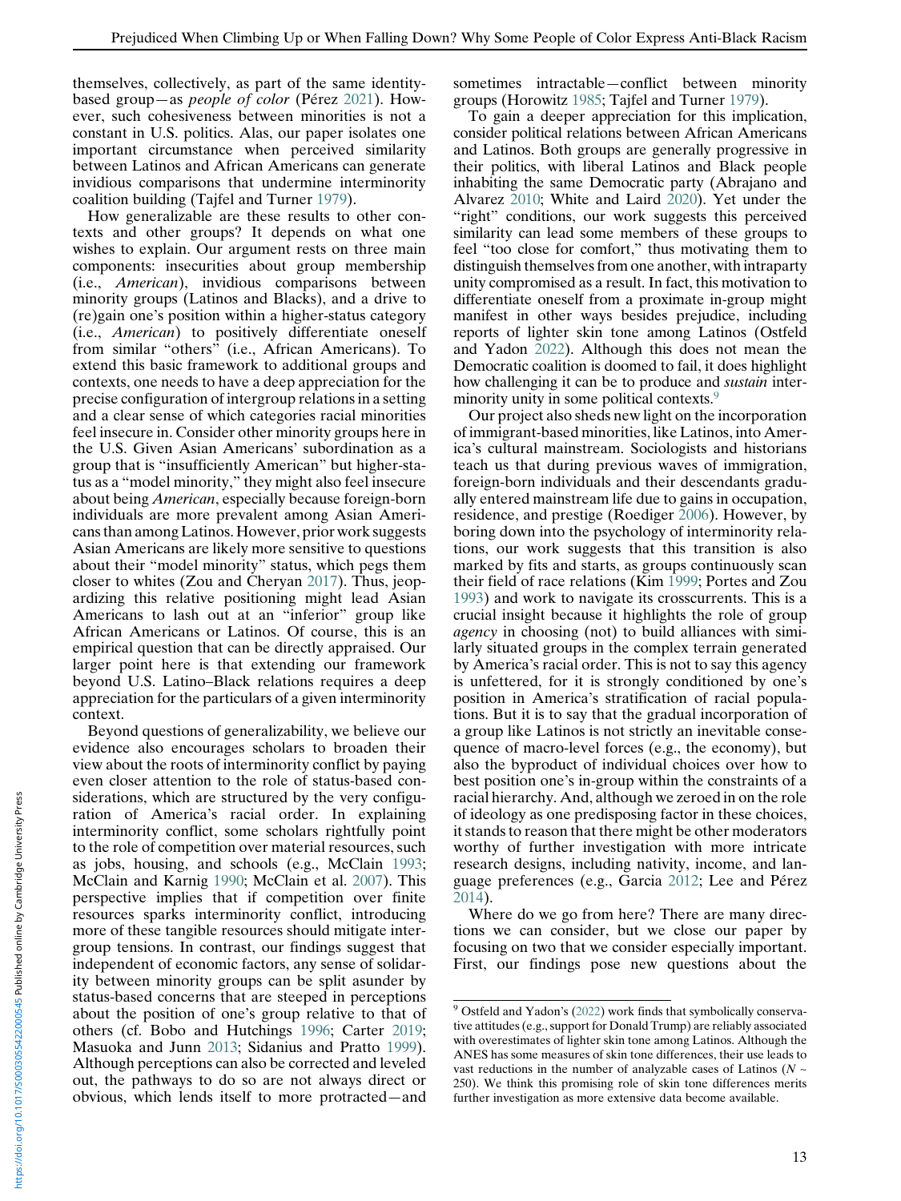themselves, collectively, as part of the same identity-based group—as *people of color* (Pérez 2021). However, such cohesiveness between minorities is not a constant in U.S. politics. Alas, our paper isolates one important circumstance when perceived similarity between Latinos and African Americans can generate invidious comparisons that undermine interminority coalition building (Tajfel and Turner 1979).

How generalizable are these results to other contexts and other groups? It depends on what one wishes to explain. Our argument rests on three main components: insecurities about group membership (i.e., *American*), invidious comparisons between minority groups (Latinos and Blacks), and a drive to (re)gain one's position within a higher-status category (i.e., *American*) to positively differentiate oneself from similar "others" (i.e., African Americans). To extend this basic framework to additional groups and contexts, one needs to have a deep appreciation for the precise configuration of intergroup relations in a setting and a clear sense of which categories racial minorities feel insecure in. Consider other minority groups here in the U.S. Given Asian Americans' subordination as a group that is "insufficiently American" but higher-status as a "model minority," they might also feel insecure about being *American*, especially because foreign-born individuals are more prevalent among Asian Americans than among Latinos. However, prior work suggests Asian Americans are likely more sensitive to questions about their "model minority" status, which pegs them closer to whites (Zou and Cheryan 2017). Thus, jeopardizing this relative positioning might lead Asian Americans to lash out at an "inferior" group like African Americans or Latinos. Of course, this is an empirical question that can be directly appraised. Our larger point here is that extending our framework beyond U.S. Latino–Black relations requires a deep appreciation for the particulars of a given interminority context.

Beyond questions of generalizability, we believe our evidence also encourages scholars to broaden their view about the roots of interminority conflict by paying even closer attention to the role of status-based considerations, which are structured by the very configuration of America's racial order. In explaining interminority conflict, some scholars rightfully point to the role of competition over material resources, such as jobs, housing, and schools (e.g., McClain 1993; McClain and Karnig 1990; McClain et al. 2007). This perspective implies that if competition over finite resources sparks interminority conflict, introducing more of these tangible resources should mitigate intergroup tensions. In contrast, our findings suggest that independent of economic factors, any sense of solidarity between minority groups can be split asunder by status-based concerns that are steeped in perceptions about the position of one's group relative to that of others (cf. Bobo and Hutchings 1996; Carter 2019; Masuoka and Junn 2013; Sidanius and Pratto 1999). Although perceptions can also be corrected and leveled out, the pathways to do so are not always direct or obvious, which lends itself to more protracted—and sometimes intractable—conflict between minority groups (Horowitz 1985; Tajfel and Turner 1979).

To gain a deeper appreciation for this implication, consider political relations between African Americans and Latinos. Both groups are generally progressive in their politics, with liberal Latinos and Black people inhabiting the same Democratic party (Abrajano and Alvarez 2010; White and Laird 2020). Yet under the "right" conditions, our work suggests this perceived similarity can lead some members of these groups to feel "too close for comfort," thus motivating them to distinguish themselves from one another, with intraparty unity compromised as a result. In fact, this motivation to differentiate oneself from a proximate in-group might manifest in other ways besides prejudice, including reports of lighter skin tone among Latinos (Ostfeld and Yadon 2022). Although this does not mean the Democratic coalition is doomed to fail, it does highlight how challenging it can be to produce and *sustain* interminority unity in some political contexts.[9]

Our project also sheds new light on the incorporation of immigrant-based minorities, like Latinos, into America's cultural mainstream. Sociologists and historians teach us that during previous waves of immigration, foreign-born individuals and their descendants gradually entered mainstream life due to gains in occupation, residence, and prestige (Roediger 2006). However, by boring down into the psychology of interminority relations, our work suggests that this transition is also marked by fits and starts, as groups continuously scan their field of race relations (Kim 1999; Portes and Zou 1993) and work to navigate its crosscurrents. This is a crucial insight because it highlights the role of group *agency* in choosing (not) to build alliances with similarly situated groups in the complex terrain generated by America's racial order. This is not to say this agency is unfettered, for it is strongly conditioned by one's position in America's stratification of racial populations. But it is to say that the gradual incorporation of a group like Latinos is not strictly an inevitable consequence of macro-level forces (e.g., the economy), but also the byproduct of individual choices over how to best position one's in-group within the constraints of a racial hierarchy. And, although we zeroed in on the role of ideology as one predisposing factor in these choices, it stands to reason that there might be other moderators worthy of further investigation with more intricate research designs, including nativity, income, and language preferences (e.g., Garcia 2012; Lee and Pérez 2014).

Where do we go from here? There are many directions we can consider, but we close our paper by focusing on two that we consider especially important. First, our findings pose new questions about the

[9] Ostfeld and Yadon's (2022) work finds that symbolically conservative attitudes (e.g., support for Donald Trump) are reliably associated with overestimates of lighter skin tone among Latinos. Although the ANES has some measures of skin tone differences, their use leads to vast reductions in the number of analyzable cases of Latinos ($N \sim 250$). We think this promising role of skin tone differences merits further investigation as more extensive data become available.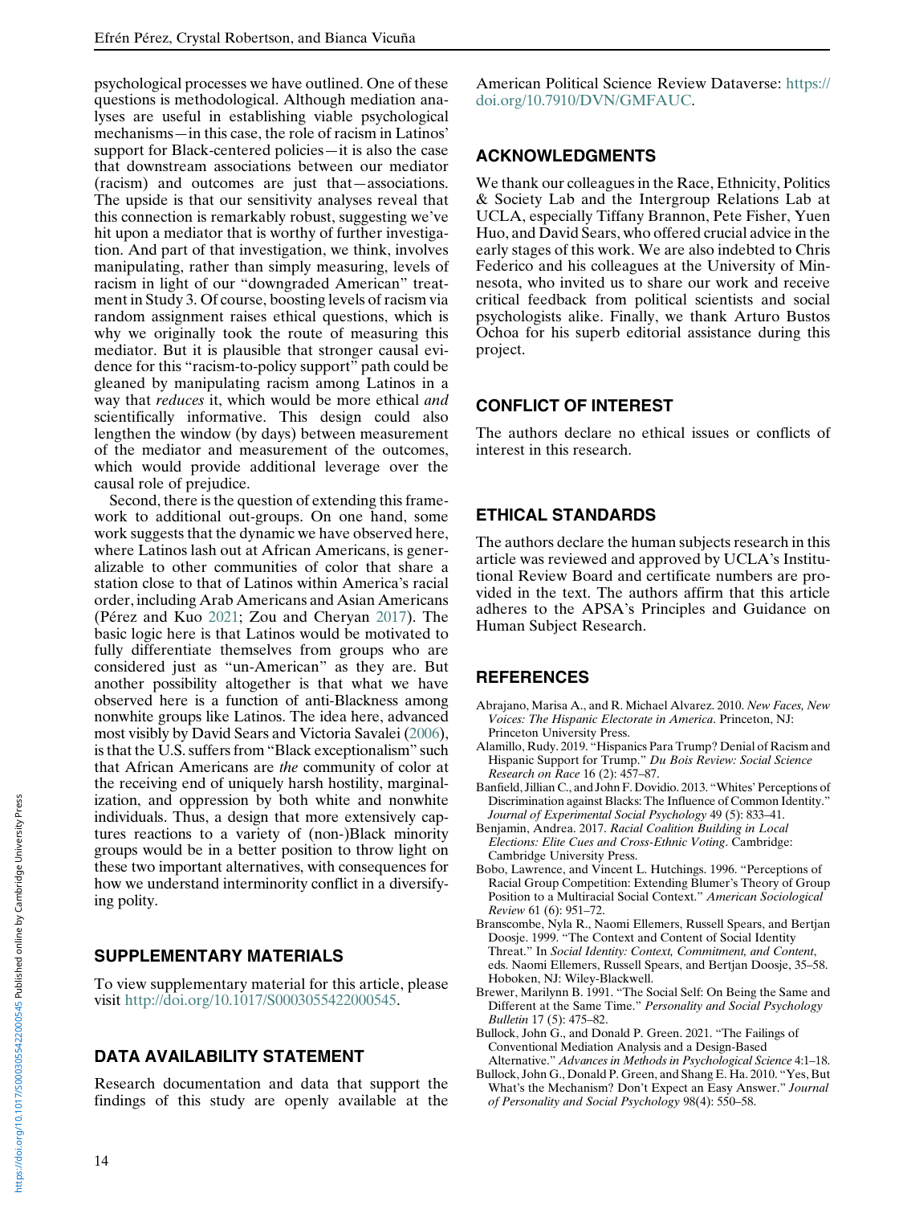psychological processes we have outlined. One of these questions is methodological. Although mediation analyses are useful in establishing viable psychological mechanisms—in this case, the role of racism in Latinos' support for Black-centered policies—it is also the case that downstream associations between our mediator (racism) and outcomes are just that—associations. The upside is that our sensitivity analyses reveal that this connection is remarkably robust, suggesting we've hit upon a mediator that is worthy of further investigation. And part of that investigation, we think, involves manipulating, rather than simply measuring, levels of racism in light of our "downgraded American" treatment in Study 3. Of course, boosting levels of racism via random assignment raises ethical questions, which is why we originally took the route of measuring this mediator. But it is plausible that stronger causal evidence for this "racism-to-policy support" path could be gleaned by manipulating racism among Latinos in a way that *reduces* it, which would be more ethical *and* scientifically informative. This design could also lengthen the window (by days) between measurement of the mediator and measurement of the outcomes, which would provide additional leverage over the causal role of prejudice.

Second, there is the question of extending this framework to additional out-groups. On one hand, some work suggests that the dynamic we have observed here, where Latinos lash out at African Americans, is generalizable to other communities of color that share a station close to that of Latinos within America's racial order, including Arab Americans and Asian Americans (Pérez and Kuo 2021; Zou and Cheryan 2017). The basic logic here is that Latinos would be motivated to fully differentiate themselves from groups who are considered just as "un-American" as they are. But another possibility altogether is that what we have observed here is a function of anti-Blackness among nonwhite groups like Latinos. The idea here, advanced most visibly by David Sears and Victoria Savalei (2006), is that the U.S. suffers from "Black exceptionalism" such that African Americans are *the* community of color at the receiving end of uniquely harsh hostility, marginalization, and oppression by both white and nonwhite individuals. Thus, a design that more extensively captures reactions to a variety of (non-)Black minority groups would be in a better position to throw light on these two important alternatives, with consequences for how we understand interminority conflict in a diversifying polity.

## SUPPLEMENTARY MATERIALS

To view supplementary material for this article, please visit http://doi.org/10.1017/S0003055422000545.

## DATA AVAILABILITY STATEMENT

Research documentation and data that support the findings of this study are openly available at the American Political Science Review Dataverse: https://doi.org/10.7910/DVN/GMFAUC.

## ACKNOWLEDGMENTS

We thank our colleagues in the Race, Ethnicity, Politics & Society Lab and the Intergroup Relations Lab at UCLA, especially Tiffany Brannon, Pete Fisher, Yuen Huo, and David Sears, who offered crucial advice in the early stages of this work. We are also indebted to Chris Federico and his colleagues at the University of Minnesota, who invited us to share our work and receive critical feedback from political scientists and social psychologists alike. Finally, we thank Arturo Bustos Ochoa for his superb editorial assistance during this project.

## CONFLICT OF INTEREST

The authors declare no ethical issues or conflicts of interest in this research.

## ETHICAL STANDARDS

The authors declare the human subjects research in this article was reviewed and approved by UCLA's Institutional Review Board and certificate numbers are provided in the text. The authors affirm that this article adheres to the APSA's Principles and Guidance on Human Subject Research.

## REFERENCES

Abrajano, Marisa A., and R. Michael Alvarez. 2010. *New Faces, New Voices: The Hispanic Electorate in America*. Princeton, NJ: Princeton University Press.

Alamillo, Rudy. 2019. "Hispanics Para Trump? Denial of Racism and Hispanic Support for Trump." *Du Bois Review: Social Science Research on Race* 16 (2): 457–87.

Banfield, Jillian C., and John F. Dovidio. 2013. "Whites' Perceptions of Discrimination against Blacks: The Influence of Common Identity." *Journal of Experimental Social Psychology* 49 (5): 833–41.

Benjamin, Andrea. 2017. *Racial Coalition Building in Local Elections: Elite Cues and Cross-Ethnic Voting*. Cambridge: Cambridge University Press.

Bobo, Lawrence, and Vincent L. Hutchings. 1996. "Perceptions of Racial Group Competition: Extending Blumer's Theory of Group Position to a Multiracial Social Context." *American Sociological Review* 61 (6): 951–72.

Branscombe, Nyla R., Naomi Ellemers, Russell Spears, and Bertjan Doosje. 1999. "The Context and Content of Social Identity Threat." In *Social Identity: Context, Commitment, and Content*, eds. Naomi Ellemers, Russell Spears, and Bertjan Doosje, 35–58. Hoboken, NJ: Wiley-Blackwell.

Brewer, Marilynn B. 1991. "The Social Self: On Being the Same and Different at the Same Time." *Personality and Social Psychology Bulletin* 17 (5): 475–82.

Bullock, John G., and Donald P. Green. 2021. "The Failings of Conventional Mediation Analysis and a Design-Based Alternative." *Advances in Methods in Psychological Science* 4:1–18.

Bullock, John G., Donald P. Green, and Shang E. Ha. 2010. "Yes, But What's the Mechanism? Don't Expect an Easy Answer." *Journal of Personality and Social Psychology* 98(4): 550–58.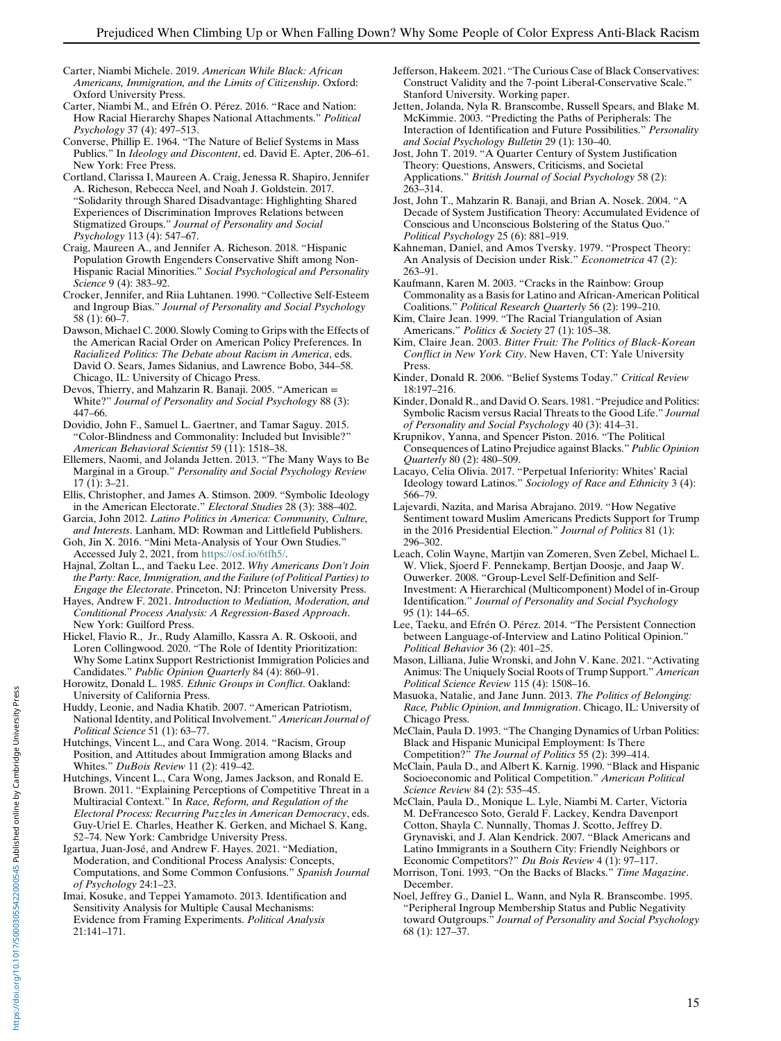Carter, Niambi Michele. 2019. *American While Black: African Americans, Immigration, and the Limits of Citizenship*. Oxford: Oxford University Press.

Carter, Niambi M., and Efrén O. Pérez. 2016. "Race and Nation: How Racial Hierarchy Shapes National Attachments." *Political Psychology* 37 (4): 497–513.

Converse, Phillip E. 1964. "The Nature of Belief Systems in Mass Publics." In *Ideology and Discontent*, ed. David E. Apter, 206–61. New York: Free Press.

Cortland, Clarissa I, Maureen A. Craig, Jenessa R. Shapiro, Jennifer A. Richeson, Rebecca Neel, and Noah J. Goldstein. 2017. "Solidarity through Shared Disadvantage: Highlighting Shared Experiences of Discrimination Improves Relations between Stigmatized Groups." *Journal of Personality and Social Psychology* 113 (4): 547–67.

Craig, Maureen A., and Jennifer A. Richeson. 2018. "Hispanic Population Growth Engenders Conservative Shift among Non-Hispanic Racial Minorities." *Social Psychological and Personality Science* 9 (4): 383–92.

Crocker, Jennifer, and Riia Luhtanen. 1990. "Collective Self-Esteem and Ingroup Bias." *Journal of Personality and Social Psychology* 58 (1): 60–7.

Dawson, Michael C. 2000. Slowly Coming to Grips with the Effects of the American Racial Order on American Policy Preferences. In *Racialized Politics: The Debate about Racism in America*, eds. David O. Sears, James Sidanius, and Lawrence Bobo, 344–58. Chicago, IL: University of Chicago Press.

Devos, Thierry, and Mahzarin R. Banaji. 2005. "American = White?" *Journal of Personality and Social Psychology* 88 (3): 447–66.

Dovidio, John F., Samuel L. Gaertner, and Tamar Saguy. 2015. "Color-Blindness and Commonality: Included but Invisible?" *American Behavioral Scientist* 59 (11): 1518–38.

Ellemers, Naomi, and Jolanda Jetten. 2013. "The Many Ways to Be Marginal in a Group." *Personality and Social Psychology Review* 17 (1): 3–21.

Ellis, Christopher, and James A. Stimson. 2009. "Symbolic Ideology in the American Electorate." *Electoral Studies* 28 (3): 388–402.

Garcia, John 2012. *Latino Politics in America: Community, Culture, and Interests*. Lanham, MD: Rowman and Littlefield Publishers.

Goh, Jin X. 2016. "Mini Meta-Analysis of Your Own Studies." Accessed July 2, 2021, from https://osf.io/6tfh5/.

Hajnal, Zoltan L., and Taeku Lee. 2012. *Why Americans Don't Join the Party: Race, Immigration, and the Failure (of Political Parties) to Engage the Electorate*. Princeton, NJ: Princeton University Press.

Hayes, Andrew F. 2021. *Introduction to Mediation, Moderation, and Conditional Process Analysis: A Regression-Based Approach*. New York: Guilford Press.

Hickel, Flavio R., Jr., Rudy Alamillo, Kassra A. R. Oskooii, and Loren Collingwood. 2020. "The Role of Identity Prioritization: Why Some Latinx Support Restrictionist Immigration Policies and Candidates." *Public Opinion Quarterly* 84 (4): 860–91.

Horowitz, Donald L. 1985. *Ethnic Groups in Conflict*. Oakland: University of California Press.

Huddy, Leonie, and Nadia Khatib. 2007. "American Patriotism, National Identity, and Political Involvement." *American Journal of Political Science* 51 (1): 63–77.

Hutchings, Vincent L., and Cara Wong. 2014. "Racism, Group Position, and Attitudes about Immigration among Blacks and Whites." *DuBois Review* 11 (2): 419–42.

Hutchings, Vincent L., Cara Wong, James Jackson, and Ronald E. Brown. 2011. "Explaining Perceptions of Competitive Threat in a Multiracial Context." In *Race, Reform, and Regulation of the Electoral Process: Recurring Puzzles in American Democracy*, eds. Guy-Uriel E. Charles, Heather K. Gerken, and Michael S. Kang, 52–74. New York: Cambridge University Press.

Igartua, Juan-José, and Andrew F. Hayes. 2021. "Mediation, Moderation, and Conditional Process Analysis: Concepts, Computations, and Some Common Confusions." *Spanish Journal of Psychology* 24:1–23.

Imai, Kosuke, and Teppei Yamamoto. 2013. Identification and Sensitivity Analysis for Multiple Causal Mechanisms: Evidence from Framing Experiments. *Political Analysis* 21:141–171.

Jefferson, Hakeem. 2021. "The Curious Case of Black Conservatives: Construct Validity and the 7-point Liberal-Conservative Scale." Stanford University. Working paper.

Jetten, Jolanda, Nyla R. Branscombe, Russell Spears, and Blake M. McKimmie. 2003. "Predicting the Paths of Peripherals: The Interaction of Identification and Future Possibilities." *Personality and Social Psychology Bulletin* 29 (1): 130–40.

Jost, John T. 2019. "A Quarter Century of System Justification Theory: Questions, Answers, Criticisms, and Societal Applications." *British Journal of Social Psychology* 58 (2): 263–314.

Jost, John T., Mahzarin R. Banaji, and Brian A. Nosek. 2004. "A Decade of System Justification Theory: Accumulated Evidence of Conscious and Unconscious Bolstering of the Status Quo." *Political Psychology* 25 (6): 881–919.

Kahneman, Daniel, and Amos Tversky. 1979. "Prospect Theory: An Analysis of Decision under Risk." *Econometrica* 47 (2): 263–91.

Kaufmann, Karen M. 2003. "Cracks in the Rainbow: Group Commonality as a Basis for Latino and African-American Political Coalitions." *Political Research Quarterly* 56 (2): 199–210.

Kim, Claire Jean. 1999. "The Racial Triangulation of Asian Americans." *Politics & Society* 27 (1): 105–38.

Kim, Claire Jean. 2003. *Bitter Fruit: The Politics of Black-Korean Conflict in New York City*. New Haven, CT: Yale University Press.

Kinder, Donald R. 2006. "Belief Systems Today." *Critical Review* 18:197–216.

Kinder, Donald R., and David O. Sears. 1981. "Prejudice and Politics: Symbolic Racism versus Racial Threats to the Good Life." *Journal of Personality and Social Psychology* 40 (3): 414–31.

Krupnikov, Yanna, and Spencer Piston. 2016. "The Political Consequences of Latino Prejudice against Blacks." *Public Opinion Quarterly* 80 (2): 480–509.

Lacayo, Celia Olivia. 2017. "Perpetual Inferiority: Whites' Racial Ideology toward Latinos." *Sociology of Race and Ethnicity* 3 (4): 566–79.

Lajevardi, Nazita, and Marisa Abrajano. 2019. "How Negative Sentiment toward Muslim Americans Predicts Support for Trump in the 2016 Presidential Election." *Journal of Politics* 81 (1): 296–302.

Leach, Colin Wayne, Martijn van Zomeren, Sven Zebel, Michael L. W. Vliek, Sjoerd F. Pennekamp, Bertjan Doosje, and Jaap W. Ouwerker. 2008. "Group-Level Self-Definition and Self-Investment: A Hierarchical (Multicomponent) Model of in-Group Identification." *Journal of Personality and Social Psychology* 95 (1): 144–65.

Lee, Taeku, and Efrén O. Pérez. 2014. "The Persistent Connection between Language-of-Interview and Latino Political Opinion." *Political Behavior* 36 (2): 401–25.

Mason, Lilliana, Julie Wronski, and John V. Kane. 2021. "Activating Animus: The Uniquely Social Roots of Trump Support." *American Political Science Review* 115 (4): 1508–16.

Masuoka, Natalie, and Jane Junn. 2013. *The Politics of Belonging: Race, Public Opinion, and Immigration*. Chicago, IL: University of Chicago Press.

McClain, Paula D. 1993. "The Changing Dynamics of Urban Politics: Black and Hispanic Municipal Employment: Is There Competition?" *The Journal of Politics* 55 (2): 399–414.

McClain, Paula D., and Albert K. Karnig. 1990. "Black and Hispanic Socioeconomic and Political Competition." *American Political Science Review* 84 (2): 535–45.

McClain, Paula D., Monique L. Lyle, Niambi M. Carter, Victoria M. DeFrancesco Soto, Gerald F. Lackey, Kendra Davenport Cotton, Shayla C. Nunnally, Thomas J. Scotto, Jeffrey D. Grynaviski, and J. Alan Kendrick. 2007. "Black Americans and Latino Immigrants in a Southern City: Friendly Neighbors or Economic Competitors?" *Du Bois Review* 4 (1): 97–117.

Morrison, Toni. 1993. "On the Backs of Blacks." *Time Magazine*. December.

Noel, Jeffrey G., Daniel L. Wann, and Nyla R. Branscombe. 1995. "Peripheral Ingroup Membership Status and Public Negativity toward Outgroups." *Journal of Personality and Social Psychology* 68 (1): 127–37.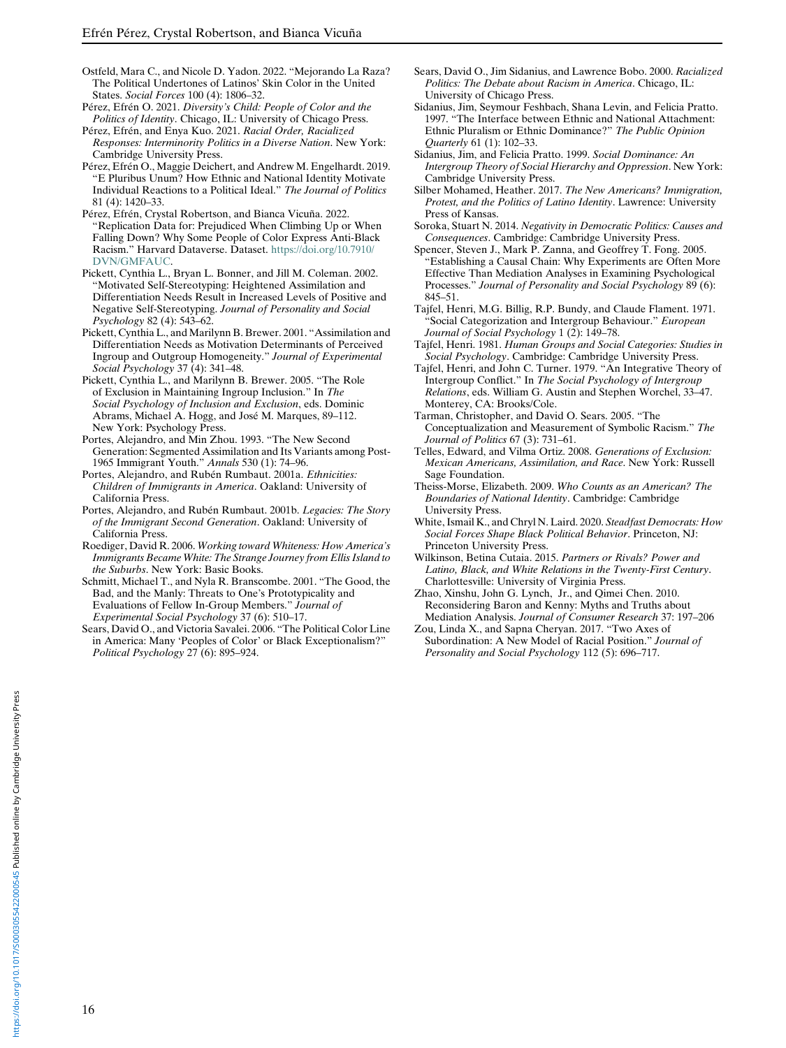Ostfeld, Mara C., and Nicole D. Yadon. 2022. "Mejorando La Raza? The Political Undertones of Latinos' Skin Color in the United States. *Social Forces* 100 (4): 1806–32.

Pérez, Efrén O. 2021. *Diversity's Child: People of Color and the Politics of Identity*. Chicago, IL: University of Chicago Press.

Pérez, Efrén, and Enya Kuo. 2021. *Racial Order, Racialized Responses: Interminority Politics in a Diverse Nation*. New York: Cambridge University Press.

Pérez, Efrén O., Maggie Deichert, and Andrew M. Engelhardt. 2019. "E Pluribus Unum? How Ethnic and National Identity Motivate Individual Reactions to a Political Ideal." *The Journal of Politics* 81 (4): 1420–33.

Pérez, Efrén, Crystal Robertson, and Bianca Vicuña. 2022. "Replication Data for: Prejudiced When Climbing Up or When Falling Down? Why Some People of Color Express Anti-Black Racism." Harvard Dataverse. Dataset. https://doi.org/10.7910/DVN/GMFAUC.

Pickett, Cynthia L., Bryan L. Bonner, and Jill M. Coleman. 2002. "Motivated Self-Stereotyping: Heightened Assimilation and Differentiation Needs Result in Increased Levels of Positive and Negative Self-Stereotyping. *Journal of Personality and Social Psychology* 82 (4): 543–62.

Pickett, Cynthia L., and Marilynn B. Brewer. 2001. "Assimilation and Differentiation Needs as Motivation Determinants of Perceived Ingroup and Outgroup Homogeneity." *Journal of Experimental Social Psychology* 37 (4): 341–48.

Pickett, Cynthia L., and Marilynn B. Brewer. 2005. "The Role of Exclusion in Maintaining Ingroup Inclusion." In *The Social Psychology of Inclusion and Exclusion*, eds. Dominic Abrams, Michael A. Hogg, and José M. Marques, 89–112. New York: Psychology Press.

Portes, Alejandro, and Min Zhou. 1993. "The New Second Generation: Segmented Assimilation and Its Variants among Post-1965 Immigrant Youth." *Annals* 530 (1): 74–96.

Portes, Alejandro, and Rubén Rumbaut. 2001a. *Ethnicities: Children of Immigrants in America*. Oakland: University of California Press.

Portes, Alejandro, and Rubén Rumbaut. 2001b. *Legacies: The Story of the Immigrant Second Generation*. Oakland: University of California Press.

Roediger, David R. 2006. *Working toward Whiteness: How America's Immigrants Became White: The Strange Journey from Ellis Island to the Suburbs*. New York: Basic Books.

Schmitt, Michael T., and Nyla R. Branscombe. 2001. "The Good, the Bad, and the Manly: Threats to One's Prototypicality and Evaluations of Fellow In-Group Members." *Journal of Experimental Social Psychology* 37 (6): 510–17.

Sears, David O., and Victoria Savalei. 2006. "The Political Color Line in America: Many 'Peoples of Color' or Black Exceptionalism?" *Political Psychology* 27 (6): 895–924.

Sears, David O., Jim Sidanius, and Lawrence Bobo. 2000. *Racialized Politics: The Debate about Racism in America*. Chicago, IL: University of Chicago Press.

Sidanius, Jim, Seymour Feshbach, Shana Levin, and Felicia Pratto. 1997. "The Interface between Ethnic and National Attachment: Ethnic Pluralism or Ethnic Dominance?" *The Public Opinion Quarterly* 61 (1): 102–33.

Sidanius, Jim, and Felicia Pratto. 1999. *Social Dominance: An Intergroup Theory of Social Hierarchy and Oppression*. New York: Cambridge University Press.

Silber Mohamed, Heather. 2017. *The New Americans? Immigration, Protest, and the Politics of Latino Identity*. Lawrence: University Press of Kansas.

Soroka, Stuart N. 2014. *Negativity in Democratic Politics: Causes and Consequences*. Cambridge: Cambridge University Press.

Spencer, Steven J., Mark P. Zanna, and Geoffrey T. Fong. 2005. "Establishing a Causal Chain: Why Experiments are Often More Effective Than Mediation Analyses in Examining Psychological Processes." *Journal of Personality and Social Psychology* 89 (6): 845–51.

Tajfel, Henri, M.G. Billig, R.P. Bundy, and Claude Flament. 1971. "Social Categorization and Intergroup Behaviour." *European Journal of Social Psychology* 1 (2): 149–78.

Tajfel, Henri. 1981. *Human Groups and Social Categories: Studies in Social Psychology*. Cambridge: Cambridge University Press.

Tajfel, Henri, and John C. Turner. 1979. "An Integrative Theory of Intergroup Conflict." In *The Social Psychology of Intergroup Relations*, eds. William G. Austin and Stephen Worchel, 33–47. Monterey, CA: Brooks/Cole.

Tarman, Christopher, and David O. Sears. 2005. "The Conceptualization and Measurement of Symbolic Racism." *The Journal of Politics* 67 (3): 731–61.

Telles, Edward, and Vilma Ortiz. 2008. *Generations of Exclusion: Mexican Americans, Assimilation, and Race*. New York: Russell Sage Foundation.

Theiss-Morse, Elizabeth. 2009. *Who Counts as an American? The Boundaries of National Identity*. Cambridge: Cambridge University Press.

White, Ismail K., and Chryl N. Laird. 2020. *Steadfast Democrats: How Social Forces Shape Black Political Behavior*. Princeton, NJ: Princeton University Press.

Wilkinson, Betina Cutaia. 2015. *Partners or Rivals? Power and Latino, Black, and White Relations in the Twenty-First Century*. Charlottesville: University of Virginia Press.

Zhao, Xinshu, John G. Lynch, Jr., and Qimei Chen. 2010. Reconsidering Baron and Kenny: Myths and Truths about Mediation Analysis. *Journal of Consumer Research* 37: 197–206

Zou, Linda X., and Sapna Cheryan. 2017. "Two Axes of Subordination: A New Model of Racial Position." *Journal of Personality and Social Psychology* 112 (5): 696–717.